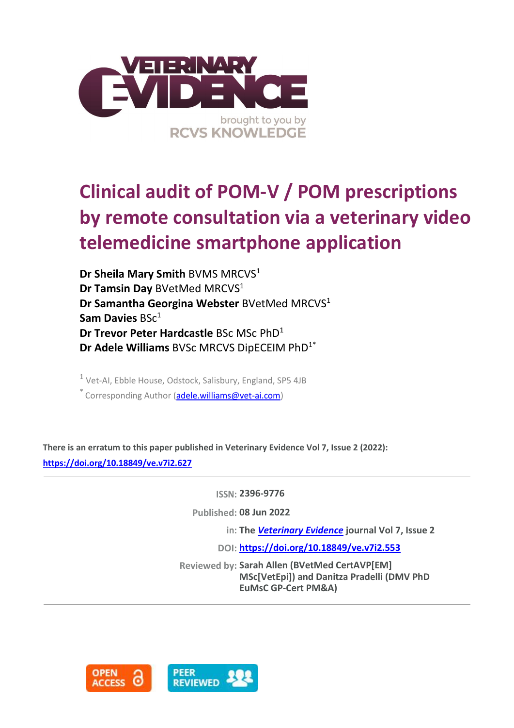# Clinical audit of POM-V / POM prescriptions by remote consultation via a veterinary video telemedicine smartphone application

**Dr Sheila Mary Smith** BVMS MRCVS[1]
**Dr Tamsin Day** BVetMed MRCVS[1]
**Dr Samantha Georgina Webster** BVetMed MRCVS[1]
**Sam Davies** BSc[1]
**Dr Trevor Peter Hardcastle** BSc MSc PhD[1]
**Dr Adele Williams** BVSc MRCVS DipECEIM PhD[1*]

[1] Vet-AI, Ebble House, Odstock, Salisbury, England, SP5 4JB

[*] Corresponding Author (adele.williams@vet-ai.com)

**There is an erratum to this paper published in Veterinary Evidence Vol 7, Issue 2 (2022): https://doi.org/10.18849/ve.v7i2.627**

---

ISSN: **2396-9776**

Published: **08 Jun 2022**

in: **The *Veterinary Evidence* journal Vol 7, Issue 2**

DOI: **https://doi.org/10.18849/ve.v7i2.553**

Reviewed by: **Sarah Allen (BVetMed CertAVP[EM] MSc[VetEpi]) and Danitza Pradelli (DMV PhD EuMsC GP-Cert PM&A)**

---

OPEN ACCESS

PEER REVIEWED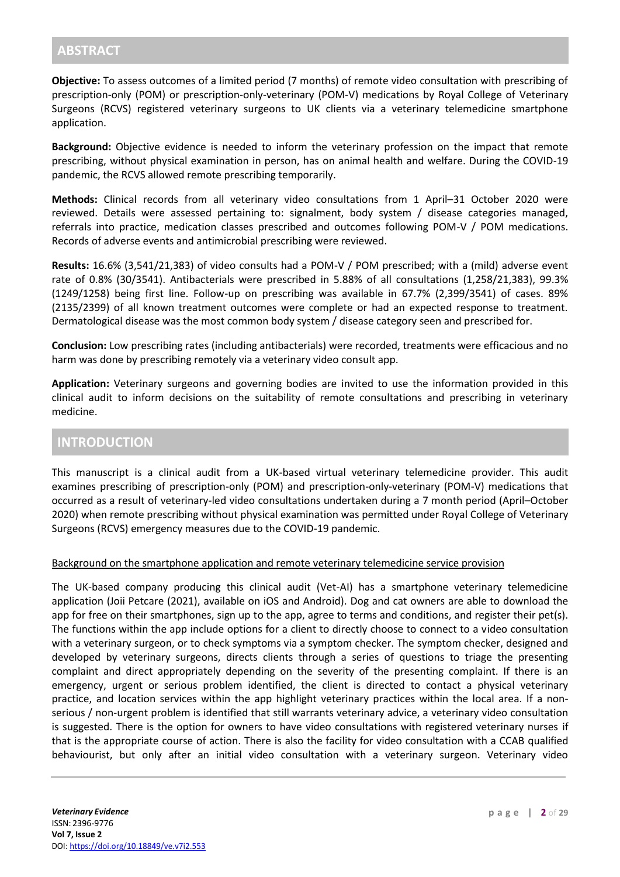## ABSTRACT

**Objective:** To assess outcomes of a limited period (7 months) of remote video consultation with prescribing of prescription-only (POM) or prescription-only-veterinary (POM-V) medications by Royal College of Veterinary Surgeons (RCVS) registered veterinary surgeons to UK clients via a veterinary telemedicine smartphone application.

**Background:** Objective evidence is needed to inform the veterinary profession on the impact that remote prescribing, without physical examination in person, has on animal health and welfare. During the COVID-19 pandemic, the RCVS allowed remote prescribing temporarily.

**Methods:** Clinical records from all veterinary video consultations from 1 April–31 October 2020 were reviewed. Details were assessed pertaining to: signalment, body system / disease categories managed, referrals into practice, medication classes prescribed and outcomes following POM-V / POM medications. Records of adverse events and antimicrobial prescribing were reviewed.

**Results:** 16.6% (3,541/21,383) of video consults had a POM-V / POM prescribed; with a (mild) adverse event rate of 0.8% (30/3541). Antibacterials were prescribed in 5.88% of all consultations (1,258/21,383), 99.3% (1249/1258) being first line. Follow-up on prescribing was available in 67.7% (2,399/3541) of cases. 89% (2135/2399) of all known treatment outcomes were complete or had an expected response to treatment. Dermatological disease was the most common body system / disease category seen and prescribed for.

**Conclusion:** Low prescribing rates (including antibacterials) were recorded, treatments were efficacious and no harm was done by prescribing remotely via a veterinary video consult app.

**Application:** Veterinary surgeons and governing bodies are invited to use the information provided in this clinical audit to inform decisions on the suitability of remote consultations and prescribing in veterinary medicine.

## INTRODUCTION

This manuscript is a clinical audit from a UK-based virtual veterinary telemedicine provider. This audit examines prescribing of prescription-only (POM) and prescription-only-veterinary (POM-V) medications that occurred as a result of veterinary-led video consultations undertaken during a 7 month period (April–October 2020) when remote prescribing without physical examination was permitted under Royal College of Veterinary Surgeons (RCVS) emergency measures due to the COVID-19 pandemic.

### Background on the smartphone application and remote veterinary telemedicine service provision

The UK-based company producing this clinical audit (Vet-AI) has a smartphone veterinary telemedicine application (Joii Petcare (2021), available on iOS and Android). Dog and cat owners are able to download the app for free on their smartphones, sign up to the app, agree to terms and conditions, and register their pet(s). The functions within the app include options for a client to directly choose to connect to a video consultation with a veterinary surgeon, or to check symptoms via a symptom checker. The symptom checker, designed and developed by veterinary surgeons, directs clients through a series of questions to triage the presenting complaint and direct appropriately depending on the severity of the presenting complaint. If there is an emergency, urgent or serious problem identified, the client is directed to contact a physical veterinary practice, and location services within the app highlight veterinary practices within the local area. If a non-serious / non-urgent problem is identified that still warrants veterinary advice, a veterinary video consultation is suggested. There is the option for owners to have video consultations with registered veterinary nurses if that is the appropriate course of action. There is also the facility for video consultation with a CCAB qualified behaviourist, but only after an initial video consultation with a veterinary surgeon. Veterinary video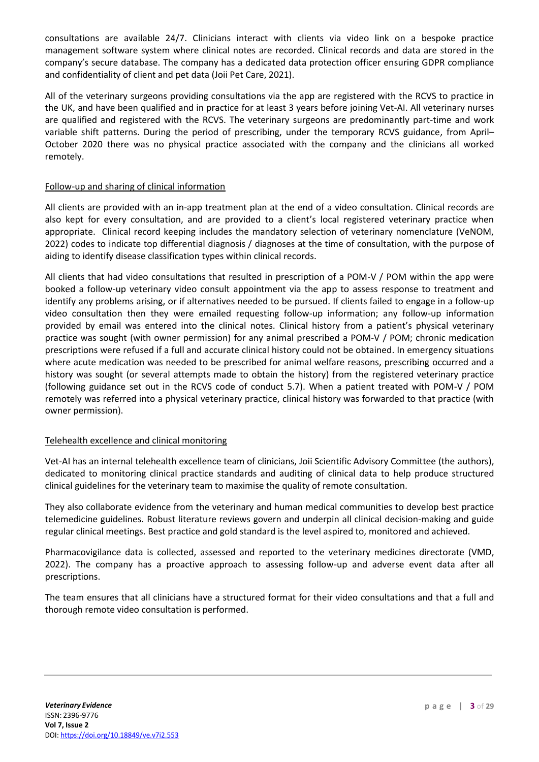consultations are available 24/7. Clinicians interact with clients via video link on a bespoke practice management software system where clinical notes are recorded. Clinical records and data are stored in the company's secure database. The company has a dedicated data protection officer ensuring GDPR compliance and confidentiality of client and pet data (Joii Pet Care, 2021).

All of the veterinary surgeons providing consultations via the app are registered with the RCVS to practice in the UK, and have been qualified and in practice for at least 3 years before joining Vet-AI. All veterinary nurses are qualified and registered with the RCVS. The veterinary surgeons are predominantly part-time and work variable shift patterns. During the period of prescribing, under the temporary RCVS guidance, from April–October 2020 there was no physical practice associated with the company and the clinicians all worked remotely.

### Follow-up and sharing of clinical information

All clients are provided with an in-app treatment plan at the end of a video consultation. Clinical records are also kept for every consultation, and are provided to a client's local registered veterinary practice when appropriate. Clinical record keeping includes the mandatory selection of veterinary nomenclature (VeNOM, 2022) codes to indicate top differential diagnosis / diagnoses at the time of consultation, with the purpose of aiding to identify disease classification types within clinical records.

All clients that had video consultations that resulted in prescription of a POM-V / POM within the app were booked a follow-up veterinary video consult appointment via the app to assess response to treatment and identify any problems arising, or if alternatives needed to be pursued. If clients failed to engage in a follow-up video consultation then they were emailed requesting follow-up information; any follow-up information provided by email was entered into the clinical notes. Clinical history from a patient's physical veterinary practice was sought (with owner permission) for any animal prescribed a POM-V / POM; chronic medication prescriptions were refused if a full and accurate clinical history could not be obtained. In emergency situations where acute medication was needed to be prescribed for animal welfare reasons, prescribing occurred and a history was sought (or several attempts made to obtain the history) from the registered veterinary practice (following guidance set out in the RCVS code of conduct 5.7). When a patient treated with POM-V / POM remotely was referred into a physical veterinary practice, clinical history was forwarded to that practice (with owner permission).

### Telehealth excellence and clinical monitoring

Vet-AI has an internal telehealth excellence team of clinicians, Joii Scientific Advisory Committee (the authors), dedicated to monitoring clinical practice standards and auditing of clinical data to help produce structured clinical guidelines for the veterinary team to maximise the quality of remote consultation.

They also collaborate evidence from the veterinary and human medical communities to develop best practice telemedicine guidelines. Robust literature reviews govern and underpin all clinical decision-making and guide regular clinical meetings. Best practice and gold standard is the level aspired to, monitored and achieved.

Pharmacovigilance data is collected, assessed and reported to the veterinary medicines directorate (VMD, 2022). The company has a proactive approach to assessing follow-up and adverse event data after all prescriptions.

The team ensures that all clinicians have a structured format for their video consultations and that a full and thorough remote video consultation is performed.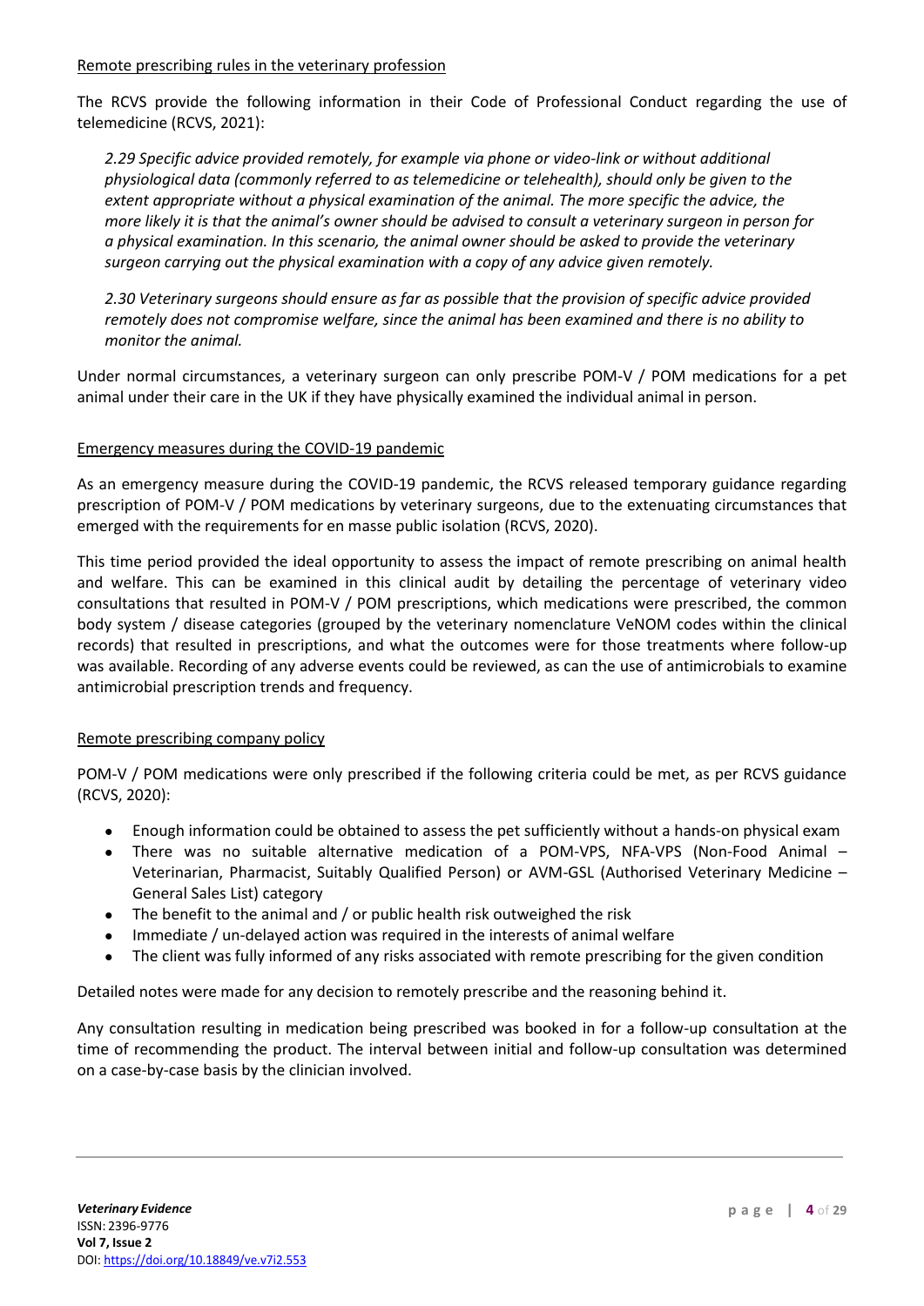## Remote prescribing rules in the veterinary profession

The RCVS provide the following information in their Code of Professional Conduct regarding the use of telemedicine (RCVS, 2021):

> *2.29 Specific advice provided remotely, for example via phone or video-link or without additional physiological data (commonly referred to as telemedicine or telehealth), should only be given to the extent appropriate without a physical examination of the animal. The more specific the advice, the more likely it is that the animal's owner should be advised to consult a veterinary surgeon in person for a physical examination. In this scenario, the animal owner should be asked to provide the veterinary surgeon carrying out the physical examination with a copy of any advice given remotely.*
>
> *2.30 Veterinary surgeons should ensure as far as possible that the provision of specific advice provided remotely does not compromise welfare, since the animal has been examined and there is no ability to monitor the animal.*

Under normal circumstances, a veterinary surgeon can only prescribe POM-V / POM medications for a pet animal under their care in the UK if they have physically examined the individual animal in person.

## Emergency measures during the COVID-19 pandemic

As an emergency measure during the COVID-19 pandemic, the RCVS released temporary guidance regarding prescription of POM-V / POM medications by veterinary surgeons, due to the extenuating circumstances that emerged with the requirements for en masse public isolation (RCVS, 2020).

This time period provided the ideal opportunity to assess the impact of remote prescribing on animal health and welfare. This can be examined in this clinical audit by detailing the percentage of veterinary video consultations that resulted in POM-V / POM prescriptions, which medications were prescribed, the common body system / disease categories (grouped by the veterinary nomenclature VeNOM codes within the clinical records) that resulted in prescriptions, and what the outcomes were for those treatments where follow-up was available. Recording of any adverse events could be reviewed, as can the use of antimicrobials to examine antimicrobial prescription trends and frequency.

## Remote prescribing company policy

POM-V / POM medications were only prescribed if the following criteria could be met, as per RCVS guidance (RCVS, 2020):

- Enough information could be obtained to assess the pet sufficiently without a hands-on physical exam
- There was no suitable alternative medication of a POM-VPS, NFA-VPS (Non-Food Animal – Veterinarian, Pharmacist, Suitably Qualified Person) or AVM-GSL (Authorised Veterinary Medicine – General Sales List) category
- The benefit to the animal and / or public health risk outweighed the risk
- Immediate / un-delayed action was required in the interests of animal welfare
- The client was fully informed of any risks associated with remote prescribing for the given condition

Detailed notes were made for any decision to remotely prescribe and the reasoning behind it.

Any consultation resulting in medication being prescribed was booked in for a follow-up consultation at the time of recommending the product. The interval between initial and follow-up consultation was determined on a case-by-case basis by the clinician involved.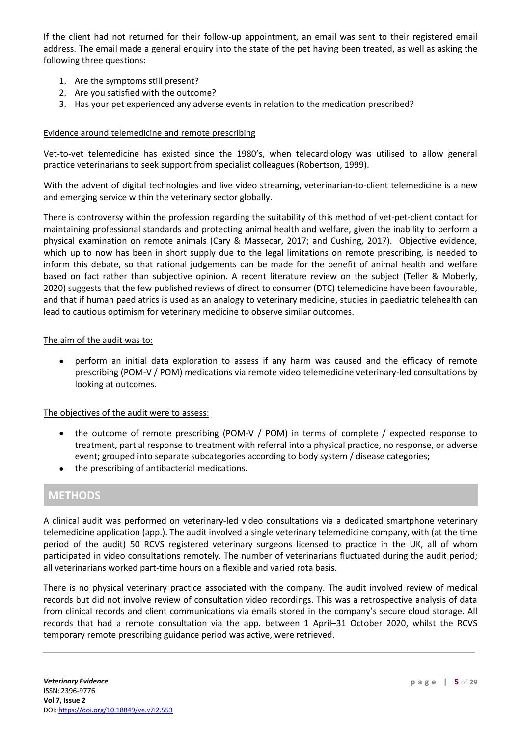If the client had not returned for their follow-up appointment, an email was sent to their registered email address. The email made a general enquiry into the state of the pet having been treated, as well as asking the following three questions:

1. Are the symptoms still present?
2. Are you satisfied with the outcome?
3. Has your pet experienced any adverse events in relation to the medication prescribed?

Evidence around telemedicine and remote prescribing

Vet-to-vet telemedicine has existed since the 1980's, when telecardiology was utilised to allow general practice veterinarians to seek support from specialist colleagues (Robertson, 1999).

With the advent of digital technologies and live video streaming, veterinarian-to-client telemedicine is a new and emerging service within the veterinary sector globally.

There is controversy within the profession regarding the suitability of this method of vet-pet-client contact for maintaining professional standards and protecting animal health and welfare, given the inability to perform a physical examination on remote animals (Cary & Massecar, 2017; and Cushing, 2017). Objective evidence, which up to now has been in short supply due to the legal limitations on remote prescribing, is needed to inform this debate, so that rational judgements can be made for the benefit of animal health and welfare based on fact rather than subjective opinion. A recent literature review on the subject (Teller & Moberly, 2020) suggests that the few published reviews of direct to consumer (DTC) telemedicine have been favourable, and that if human paediatrics is used as an analogy to veterinary medicine, studies in paediatric telehealth can lead to cautious optimism for veterinary medicine to observe similar outcomes.

The aim of the audit was to:

- perform an initial data exploration to assess if any harm was caused and the efficacy of remote prescribing (POM-V / POM) medications via remote video telemedicine veterinary-led consultations by looking at outcomes.

The objectives of the audit were to assess:

- the outcome of remote prescribing (POM-V / POM) in terms of complete / expected response to treatment, partial response to treatment with referral into a physical practice, no response, or adverse event; grouped into separate subcategories according to body system / disease categories;
- the prescribing of antibacterial medications.

## METHODS

A clinical audit was performed on veterinary-led video consultations via a dedicated smartphone veterinary telemedicine application (app.). The audit involved a single veterinary telemedicine company, with (at the time period of the audit) 50 RCVS registered veterinary surgeons licensed to practice in the UK, all of whom participated in video consultations remotely. The number of veterinarians fluctuated during the audit period; all veterinarians worked part-time hours on a flexible and varied rota basis.

There is no physical veterinary practice associated with the company. The audit involved review of medical records but did not involve review of consultation video recordings. This was a retrospective analysis of data from clinical records and client communications via emails stored in the company's secure cloud storage. All records that had a remote consultation via the app. between 1 April–31 October 2020, whilst the RCVS temporary remote prescribing guidance period was active, were retrieved.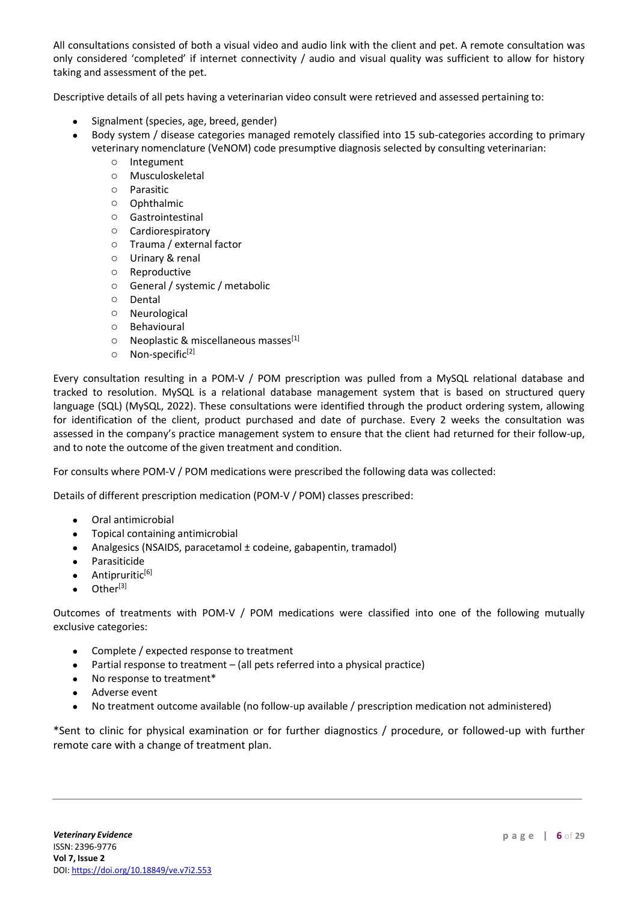All consultations consisted of both a visual video and audio link with the client and pet. A remote consultation was only considered 'completed' if internet connectivity / audio and visual quality was sufficient to allow for history taking and assessment of the pet.

Descriptive details of all pets having a veterinarian video consult were retrieved and assessed pertaining to:

- Signalment (species, age, breed, gender)
- Body system / disease categories managed remotely classified into 15 sub-categories according to primary veterinary nomenclature (VeNOM) code presumptive diagnosis selected by consulting veterinarian:
    - Integument
    - Musculoskeletal
    - Parasitic
    - Ophthalmic
    - Gastrointestinal
    - Cardiorespiratory
    - Trauma / external factor
    - Urinary & renal
    - Reproductive
    - General / systemic / metabolic
    - Dental
    - Neurological
    - Behavioural
    - Neoplastic & miscellaneous masses[1]
    - Non-specific[2]

Every consultation resulting in a POM-V / POM prescription was pulled from a MySQL relational database and tracked to resolution. MySQL is a relational database management system that is based on structured query language (SQL) (MySQL, 2022). These consultations were identified through the product ordering system, allowing for identification of the client, product purchased and date of purchase. Every 2 weeks the consultation was assessed in the company's practice management system to ensure that the client had returned for their follow-up, and to note the outcome of the given treatment and condition.

For consults where POM-V / POM medications were prescribed the following data was collected:

Details of different prescription medication (POM-V / POM) classes prescribed:

- Oral antimicrobial
- Topical containing antimicrobial
- Analgesics (NSAIDS, paracetamol ± codeine, gabapentin, tramadol)
- Parasiticide
- Antipruritic[6]
- Other[3]

Outcomes of treatments with POM-V / POM medications were classified into one of the following mutually exclusive categories:

- Complete / expected response to treatment
- Partial response to treatment – (all pets referred into a physical practice)
- No response to treatment*
- Adverse event
- No treatment outcome available (no follow-up available / prescription medication not administered)

*Sent to clinic for physical examination or for further diagnostics / procedure, or followed-up with further remote care with a change of treatment plan.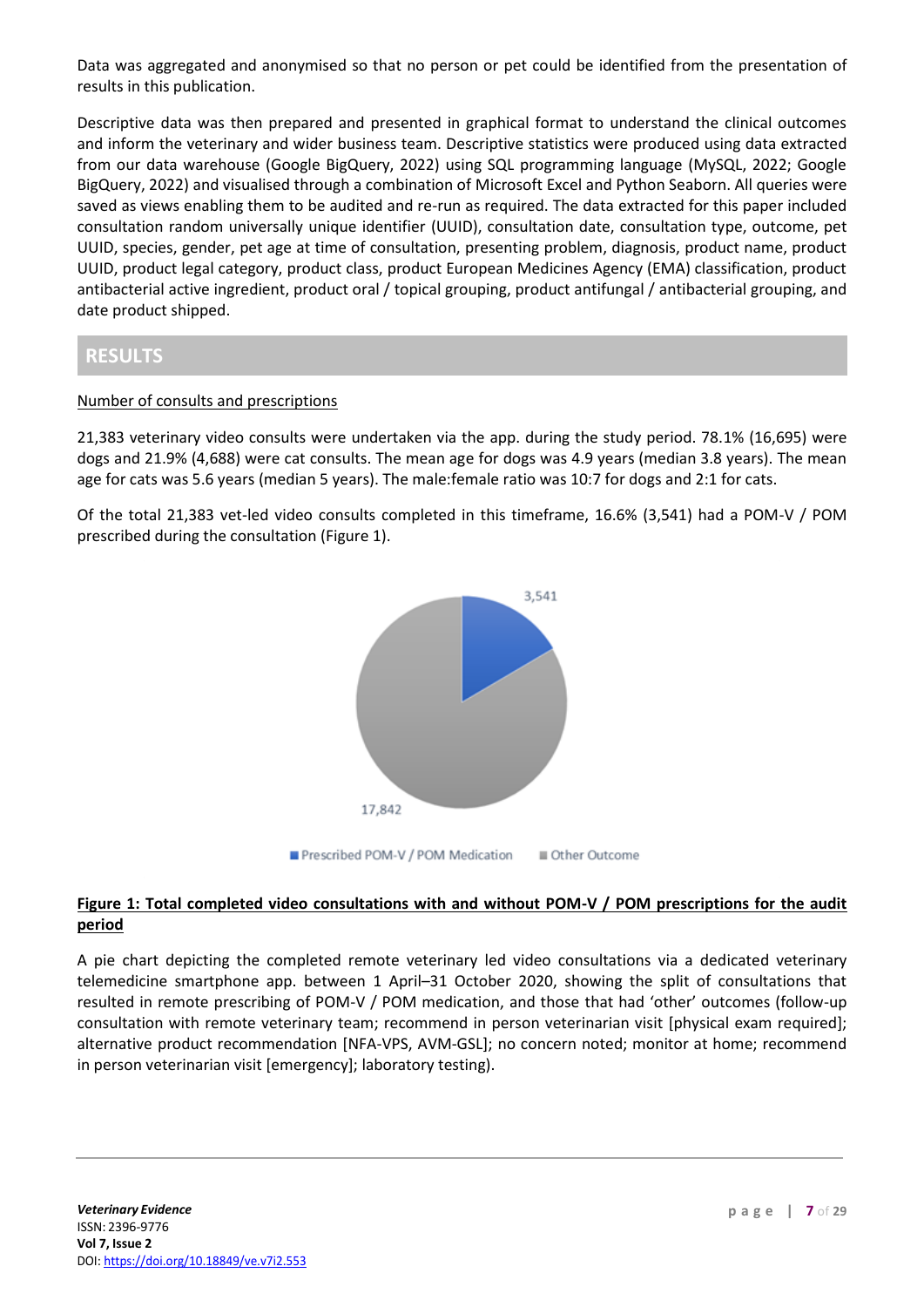Data was aggregated and anonymised so that no person or pet could be identified from the presentation of results in this publication.

Descriptive data was then prepared and presented in graphical format to understand the clinical outcomes and inform the veterinary and wider business team. Descriptive statistics were produced using data extracted from our data warehouse (Google BigQuery, 2022) using SQL programming language (MySQL, 2022; Google BigQuery, 2022) and visualised through a combination of Microsoft Excel and Python Seaborn. All queries were saved as views enabling them to be audited and re-run as required. The data extracted for this paper included consultation random universally unique identifier (UUID), consultation date, consultation type, outcome, pet UUID, species, gender, pet age at time of consultation, presenting problem, diagnosis, product name, product UUID, product legal category, product class, product European Medicines Agency (EMA) classification, product antibacterial active ingredient, product oral / topical grouping, product antifungal / antibacterial grouping, and date product shipped.

## RESULTS

Number of consults and prescriptions

21,383 veterinary video consults were undertaken via the app. during the study period. 78.1% (16,695) were dogs and 21.9% (4,688) were cat consults. The mean age for dogs was 4.9 years (median 3.8 years). The mean age for cats was 5.6 years (median 5 years). The male:female ratio was 10:7 for dogs and 2:1 for cats.

Of the total 21,383 vet-led video consults completed in this timeframe, 16.6% (3,541) had a POM-V / POM prescribed during the consultation (Figure 1).

3,541

17,842

Prescribed POM-V / POM Medication    Other Outcome

**Figure 1: Total completed video consultations with and without POM-V / POM prescriptions for the audit period**

A pie chart depicting the completed remote veterinary led video consultations via a dedicated veterinary telemedicine smartphone app. between 1 April–31 October 2020, showing the split of consultations that resulted in remote prescribing of POM-V / POM medication, and those that had 'other' outcomes (follow-up consultation with remote veterinary team; recommend in person veterinarian visit [physical exam required]; alternative product recommendation [NFA-VPS, AVM-GSL]; no concern noted; monitor at home; recommend in person veterinarian visit [emergency]; laboratory testing).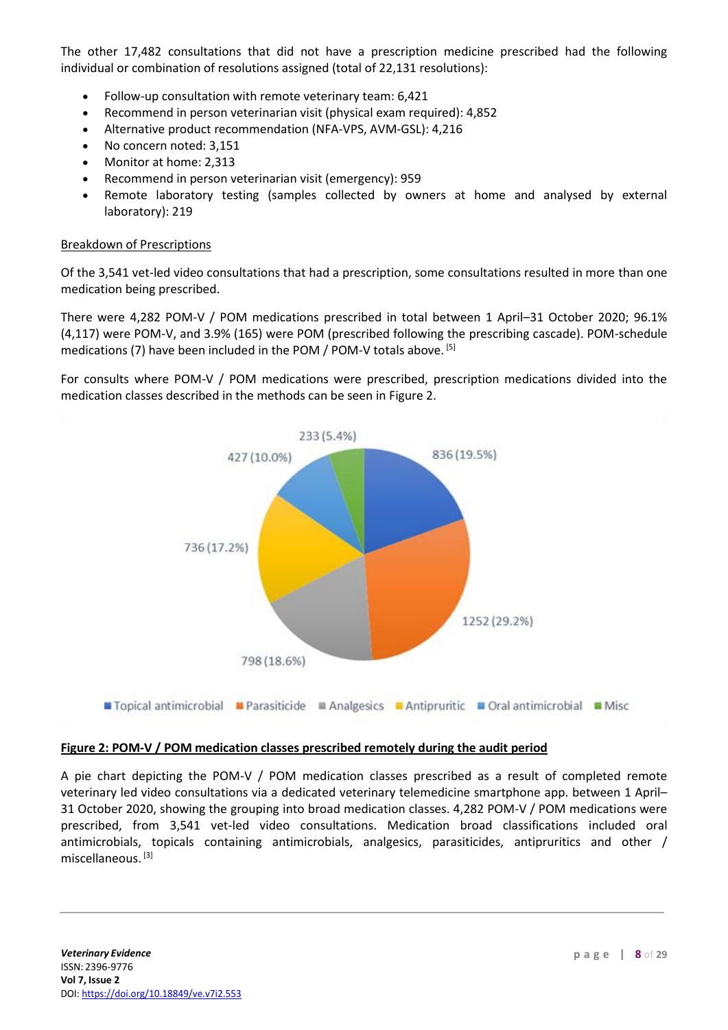The other 17,482 consultations that did not have a prescription medicine prescribed had the following individual or combination of resolutions assigned (total of 22,131 resolutions):

- Follow-up consultation with remote veterinary team: 6,421
- Recommend in person veterinarian visit (physical exam required): 4,852
- Alternative product recommendation (NFA-VPS, AVM-GSL): 4,216
- No concern noted: 3,151
- Monitor at home: 2,313
- Recommend in person veterinarian visit (emergency): 959
- Remote laboratory testing (samples collected by owners at home and analysed by external laboratory): 219

Breakdown of Prescriptions

Of the 3,541 vet-led video consultations that had a prescription, some consultations resulted in more than one medication being prescribed.

There were 4,282 POM-V / POM medications prescribed in total between 1 April–31 October 2020; 96.1% (4,117) were POM-V, and 3.9% (165) were POM (prescribed following the prescribing cascade). POM-schedule medications (7) have been included in the POM / POM-V totals above. [5]

For consults where POM-V / POM medications were prescribed, prescription medications divided into the medication classes described in the methods can be seen in Figure 2.

| Medication class | Number (%) |
|---|---|
| Topical antimicrobial | 836 (19.5%) |
| Parasiticide | 1252 (29.2%) |
| Analgesics | 798 (18.6%) |
| Antipruritic | 736 (17.2%) |
| Oral antimicrobial | 427 (10.0%) |
| Misc | 233 (5.4%) |

**Figure 2: POM-V / POM medication classes prescribed remotely during the audit period**

A pie chart depicting the POM-V / POM medication classes prescribed as a result of completed remote veterinary led video consultations via a dedicated veterinary telemedicine smartphone app. between 1 April–31 October 2020, showing the grouping into broad medication classes. 4,282 POM-V / POM medications were prescribed, from 3,541 vet-led video consultations. Medication broad classifications included oral antimicrobials, topicals containing antimicrobials, analgesics, parasiticides, antipruritics and other / miscellaneous. [3]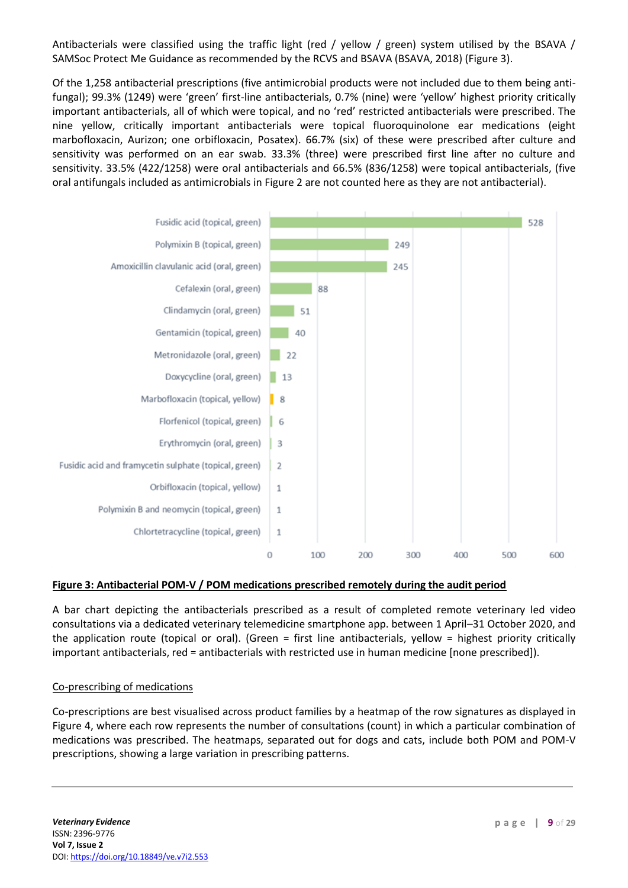Antibacterials were classified using the traffic light (red / yellow / green) system utilised by the BSAVA / SAMSoc Protect Me Guidance as recommended by the RCVS and BSAVA (BSAVA, 2018) (Figure 3).

Of the 1,258 antibacterial prescriptions (five antimicrobial products were not included due to them being anti-fungal); 99.3% (1249) were 'green' first-line antibacterials, 0.7% (nine) were 'yellow' highest priority critically important antibacterials, all of which were topical, and no 'red' restricted antibacterials were prescribed. The nine yellow, critically important antibacterials were topical fluoroquinolone ear medications (eight marbofloxacin, Aurizon; one orbifloxacin, Posatex). 66.7% (six) of these were prescribed after culture and sensitivity was performed on an ear swab. 33.3% (three) were prescribed first line after no culture and sensitivity. 33.5% (422/1258) were oral antibacterials and 66.5% (836/1258) were topical antibacterials, (five oral antifungals included as antimicrobials in Figure 2 are not counted here as they are not antibacterial).

| Antibacterial | Count |
|---|---|
| Fusidic acid (topical, green) | 528 |
| Polymixin B (topical, green) | 249 |
| Amoxicillin clavulanic acid (oral, green) | 245 |
| Cefalexin (oral, green) | 88 |
| Clindamycin (oral, green) | 51 |
| Gentamicin (topical, green) | 40 |
| Metronidazole (oral, green) | 22 |
| Doxycycline (oral, green) | 13 |
| Marbofloxacin (topical, yellow) | 8 |
| Florfenicol (topical, green) | 6 |
| Erythromycin (oral, green) | 3 |
| Fusidic acid and framycetin sulphate (topical, green) | 2 |
| Orbifloxacin (topical, yellow) | 1 |
| Polymixin B and neomycin (topical, green) | 1 |
| Chlortetracycline (topical, green) | 1 |

**Figure 3: Antibacterial POM-V / POM medications prescribed remotely during the audit period**

A bar chart depicting the antibacterials prescribed as a result of completed remote veterinary led video consultations via a dedicated veterinary telemedicine smartphone app. between 1 April–31 October 2020, and the application route (topical or oral). (Green = first line antibacterials, yellow = highest priority critically important antibacterials, red = antibacterials with restricted use in human medicine [none prescribed]).

Co-prescribing of medications

Co-prescriptions are best visualised across product families by a heatmap of the row signatures as displayed in Figure 4, where each row represents the number of consultations (count) in which a particular combination of medications was prescribed. The heatmaps, separated out for dogs and cats, include both POM and POM-V prescriptions, showing a large variation in prescribing patterns.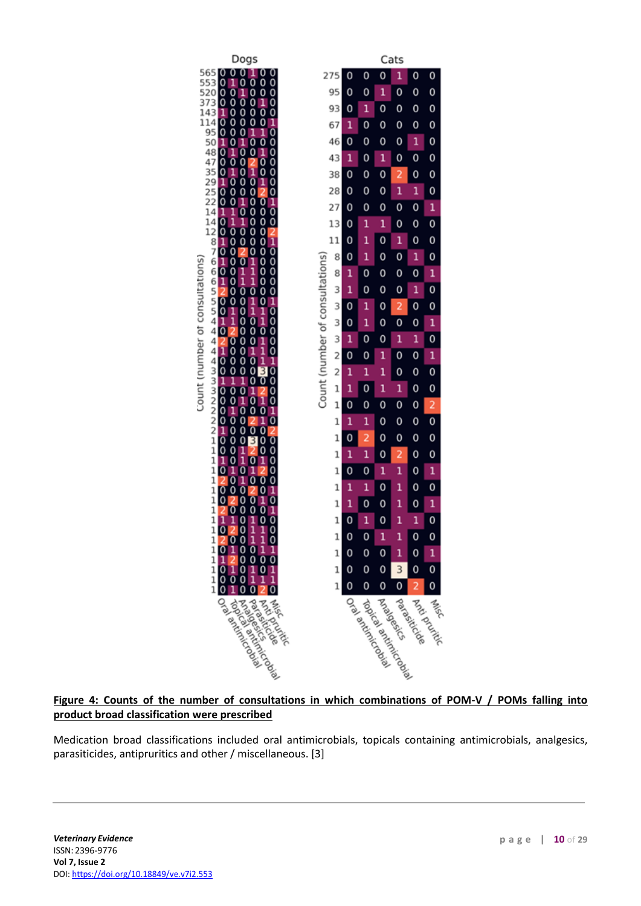**Figure 4: Counts of the number of consultations in which combinations of POM-V / POMs falling into product broad classification were prescribed**

Medication broad classifications included oral antimicrobials, topicals containing antimicrobials, analgesics, parasiticides, antipruritics and other / miscellaneous. [3]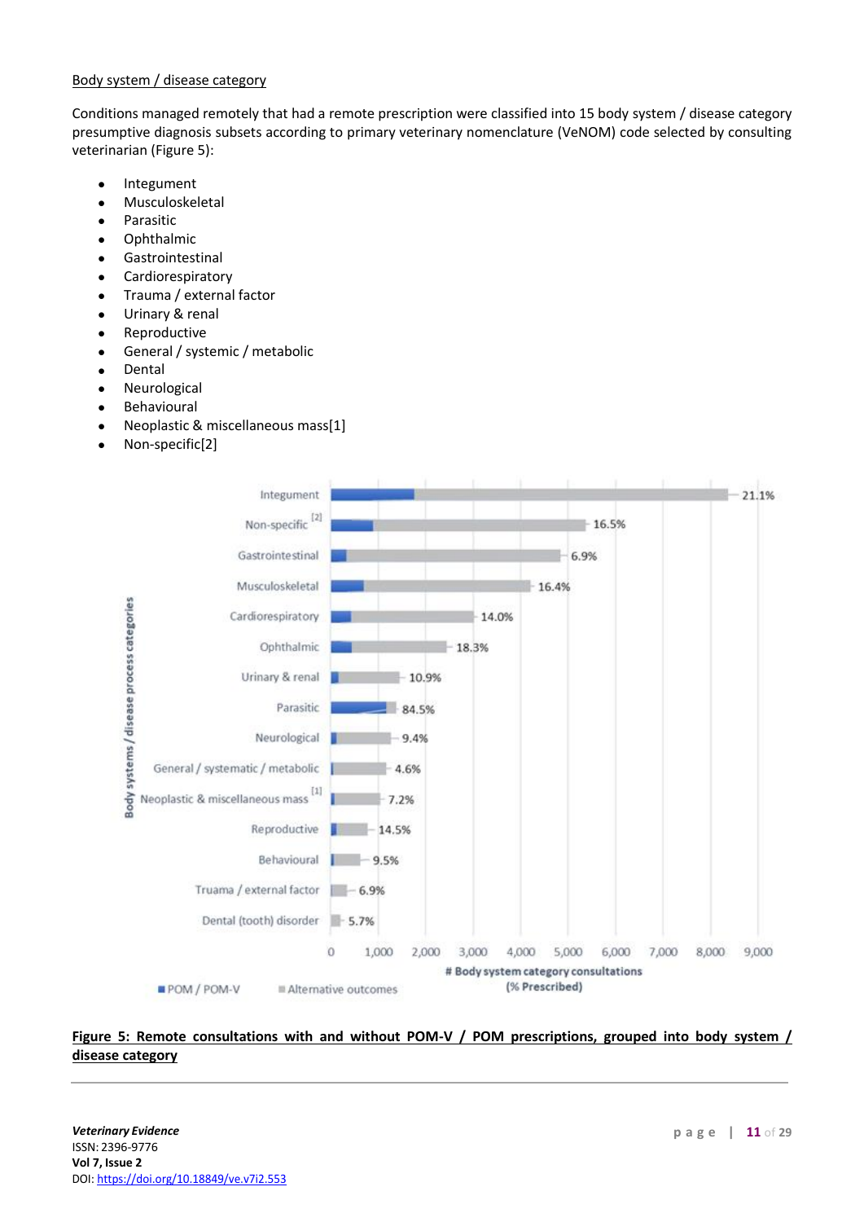Body system / disease category

Conditions managed remotely that had a remote prescription were classified into 15 body system / disease category presumptive diagnosis subsets according to primary veterinary nomenclature (VeNOM) code selected by consulting veterinarian (Figure 5):

- Integument
- Musculoskeletal
- Parasitic
- Ophthalmic
- Gastrointestinal
- Cardiorespiratory
- Trauma / external factor
- Urinary & renal
- Reproductive
- General / systemic / metabolic
- Dental
- Neurologioal
- Behavioural
- Neoplastic & miscellaneous mass[1]
- Non-specific[2]

| Body systems / disease process categories | % Prescribed |
|---|---|
| Integument | 21.1% |
| Non-specific [2] | 16.5% |
| Gastrointestinal | 6.9% |
| Musculoskeletal | 16.4% |
| Cardiorespiratory | 14.0% |
| Ophthalmic | 18.3% |
| Urinary & renal | 10.9% |
| Parasitic | 84.5% |
| Neurological | 9.4% |
| General / systematic / metabolic | 4.6% |
| Neoplastic & miscellaneous mass [1] | 7.2% |
| Reproductive | 14.5% |
| Behavioural | 9.5% |
| Truama / external factor | 6.9% |
| Dental (tooth) disorder | 5.7% |

X-axis: # Body system category consultations (% Prescribed), 0–9,000. Legend: POM / POM-V; Alternative outcomes.

**Figure 5: Remote consultations with and without POM-V / POM prescriptions, grouped into body system / disease category**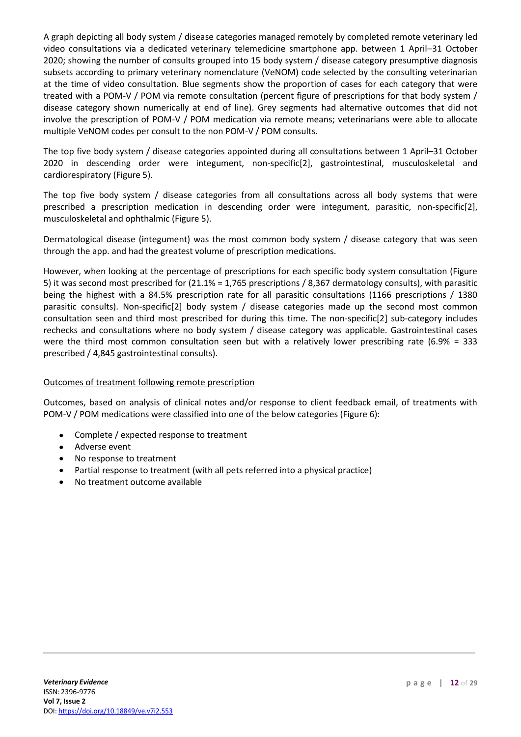A graph depicting all body system / disease categories managed remotely by completed remote veterinary led video consultations via a dedicated veterinary telemedicine smartphone app. between 1 April–31 October 2020; showing the number of consults grouped into 15 body system / disease category presumptive diagnosis subsets according to primary veterinary nomenclature (VeNOM) code selected by the consulting veterinarian at the time of video consultation. Blue segments show the proportion of cases for each category that were treated with a POM-V / POM via remote consultation (percent figure of prescriptions for that body system / disease category shown numerically at end of line). Grey segments had alternative outcomes that did not involve the prescription of POM-V / POM medication via remote means; veterinarians were able to allocate multiple VeNOM codes per consult to the non POM-V / POM consults.

The top five body system / disease categories appointed during all consultations between 1 April–31 October 2020 in descending order were integument, non-specific[2], gastrointestinal, musculoskeletal and cardiorespiratory (Figure 5).

The top five body system / disease categories from all consultations across all body systems that were prescribed a prescription medication in descending order were integument, parasitic, non-specific[2], musculoskeletal and ophthalmic (Figure 5).

Dermatological disease (integument) was the most common body system / disease category that was seen through the app. and had the greatest volume of prescription medications.

However, when looking at the percentage of prescriptions for each specific body system consultation (Figure 5) it was second most prescribed for (21.1% = 1,765 prescriptions / 8,367 dermatology consults), with parasitic being the highest with a 84.5% prescription rate for all parasitic consultations (1166 prescriptions / 1380 parasitic consults). Non-specific[2] body system / disease categories made up the second most common consultation seen and third most prescribed for during this time. The non-specific[2] sub-category includes rechecks and consultations where no body system / disease category was applicable. Gastrointestinal cases were the third most common consultation seen but with a relatively lower prescribing rate (6.9% = 333 prescribed / 4,845 gastrointestinal consults).

## Outcomes of treatment following remote prescription

Outcomes, based on analysis of clinical notes and/or response to client feedback email, of treatments with POM-V / POM medications were classified into one of the below categories (Figure 6):

- Complete / expected response to treatment
- Adverse event
- No response to treatment
- Partial response to treatment (with all pets referred into a physical practice)
- No treatment outcome available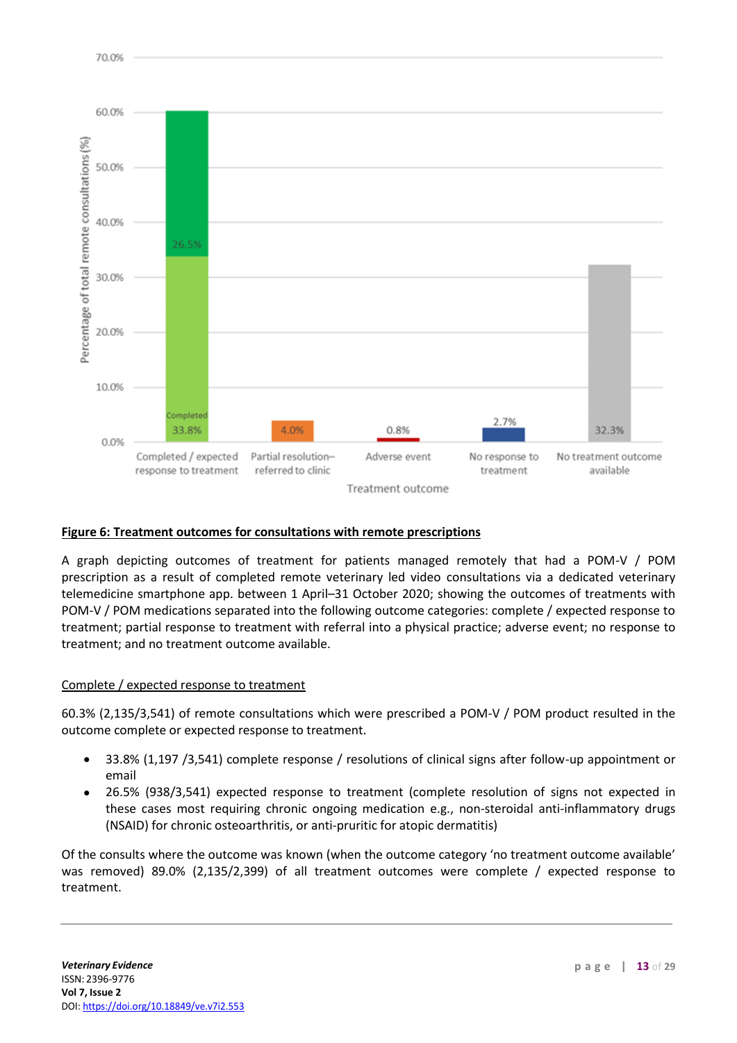**Figure 6: Treatment outcomes for consultations with remote prescriptions**

A graph depicting outcomes of treatment for patients managed remotely that had a POM-V / POM prescription as a result of completed remote veterinary led video consultations via a dedicated veterinary telemedicine smartphone app. between 1 April–31 October 2020; showing the outcomes of treatments with POM-V / POM medications separated into the following outcome categories: complete / expected response to treatment; partial response to treatment with referral into a physical practice; adverse event; no response to treatment; and no treatment outcome available.

Complete / expected response to treatment

60.3% (2,135/3,541) of remote consultations which were prescribed a POM-V / POM product resulted in the outcome complete or expected response to treatment.

- 33.8% (1,197 /3,541) complete response / resolutions of clinical signs after follow-up appointment or email
- 26.5% (938/3,541) expected response to treatment (complete resolution of signs not expected in these cases most requiring chronic ongoing medication e.g., non-steroidal anti-inflammatory drugs (NSAID) for chronic osteoarthritis, or anti-pruritic for atopic dermatitis)

Of the consults where the outcome was known (when the outcome category 'no treatment outcome available' was removed) 89.0% (2,135/2,399) of all treatment outcomes were complete / expected response to treatment.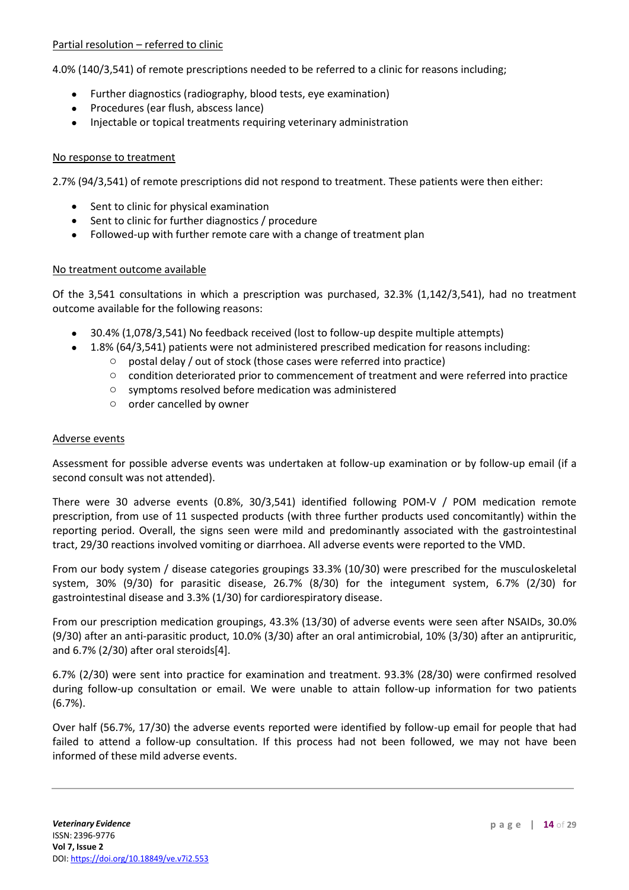Partial resolution – referred to clinic

4.0% (140/3,541) of remote prescriptions needed to be referred to a clinic for reasons including;

- Further diagnostics (radiography, blood tests, eye examination)
- Procedures (ear flush, abscess lance)
- Injectable or topical treatments requiring veterinary administration

No response to treatment

2.7% (94/3,541) of remote prescriptions did not respond to treatment. These patients were then either:

- Sent to clinic for physical examination
- Sent to clinic for further diagnostics / procedure
- Followed-up with further remote care with a change of treatment plan

No treatment outcome available

Of the 3,541 consultations in which a prescription was purchased, 32.3% (1,142/3,541), had no treatment outcome available for the following reasons:

- 30.4% (1,078/3,541) No feedback received (lost to follow-up despite multiple attempts)
- 1.8% (64/3,541) patients were not administered prescribed medication for reasons including:
    - postal delay / out of stock (those cases were referred into practice)
    - condition deteriorated prior to commencement of treatment and were referred into practice
    - symptoms resolved before medication was administered
    - order cancelled by owner

Adverse events

Assessment for possible adverse events was undertaken at follow-up examination or by follow-up email (if a second consult was not attended).

There were 30 adverse events (0.8%, 30/3,541) identified following POM-V / POM medication remote prescription, from use of 11 suspected products (with three further products used concomitantly) within the reporting period. Overall, the signs seen were mild and predominantly associated with the gastrointestinal tract, 29/30 reactions involved vomiting or diarrhoea. All adverse events were reported to the VMD.

From our body system / disease categories groupings 33.3% (10/30) were prescribed for the musculoskeletal system, 30% (9/30) for parasitic disease, 26.7% (8/30) for the integument system, 6.7% (2/30) for gastrointestinal disease and 3.3% (1/30) for cardiorespiratory disease.

From our prescription medication groupings, 43.3% (13/30) of adverse events were seen after NSAIDs, 30.0% (9/30) after an anti-parasitic product, 10.0% (3/30) after an oral antimicrobial, 10% (3/30) after an antipruritic, and 6.7% (2/30) after oral steroids[4].

6.7% (2/30) were sent into practice for examination and treatment. 93.3% (28/30) were confirmed resolved during follow-up consultation or email. We were unable to attain follow-up information for two patients (6.7%).

Over half (56.7%, 17/30) the adverse events reported were identified by follow-up email for people that had failed to attend a follow-up consultation. If this process had not been followed, we may not have been informed of these mild adverse events.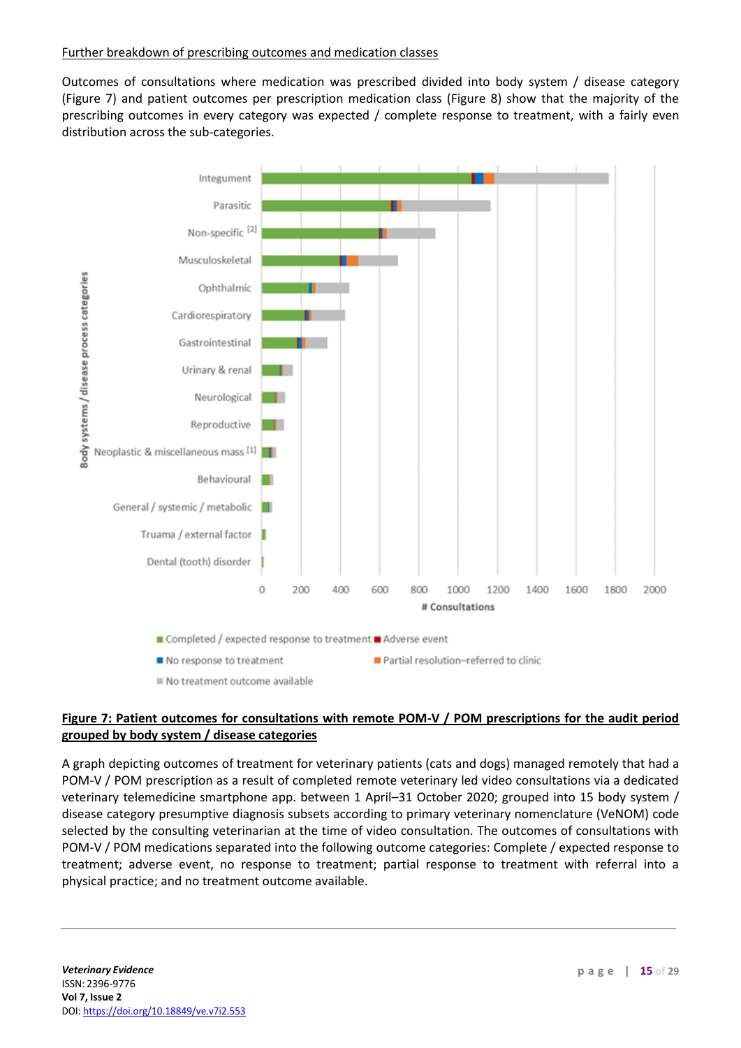Further breakdown of prescribing outcomes and medication classes

Outcomes of consultations where medication was prescribed divided into body system / disease category (Figure 7) and patient outcomes per prescription medication class (Figure 8) show that the majority of the prescribing outcomes in every category was expected / complete response to treatment, with a fairly even distribution across the sub-categories.

**Figure 7: Patient outcomes for consultations with remote POM-V / POM prescriptions for the audit period grouped by body system / disease categories**

A graph depicting outcomes of treatment for veterinary patients (cats and dogs) managed remotely that had a POM-V / POM prescription as a result of completed remote veterinary led video consultations via a dedicated veterinary telemedicine smartphone app. between 1 April–31 October 2020; grouped into 15 body system / disease category presumptive diagnosis subsets according to primary veterinary nomenclature (VeNOM) code selected by the consulting veterinarian at the time of video consultation. The outcomes of consultations with POM-V / POM medications separated into the following outcome categories: Complete / expected response to treatment; adverse event, no response to treatment; partial response to treatment with referral into a physical practice; and no treatment outcome available.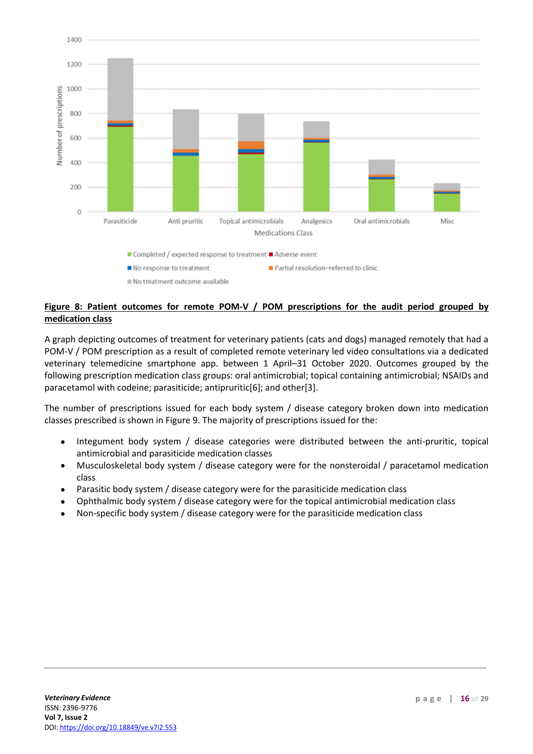**Figure 8: Patient outcomes for remote POM-V / POM prescriptions for the audit period grouped by medication class**

A graph depicting outcomes of treatment for veterinary patients (cats and dogs) managed remotely that had a POM-V / POM prescription as a result of completed remote veterinary led video consultations via a dedicated veterinary telemedicine smartphone app. between 1 April–31 October 2020. Outcomes grouped by the following prescription medication class groups: oral antimicrobial; topical containing antimicrobial; NSAIDs and paracetamol with codeine; parasiticide; antipruritic[6]; and other[3].

The number of prescriptions issued for each body system / disease category broken down into medication classes prescribed is shown in Figure 9. The majority of prescriptions issued for the:

- Integument body system / disease categories were distributed between the anti-pruritic, topical antimicrobial and parasiticide medication classes
- Musculoskeletal body system / disease category were for the nonsteroidal / paracetamol medication class
- Parasitic body system / disease category were for the parasiticide medication class
- Ophthalmic body system / disease category were for the topical antimicrobial medication class
- Non-specific body system / disease category were for the parasiticide medication class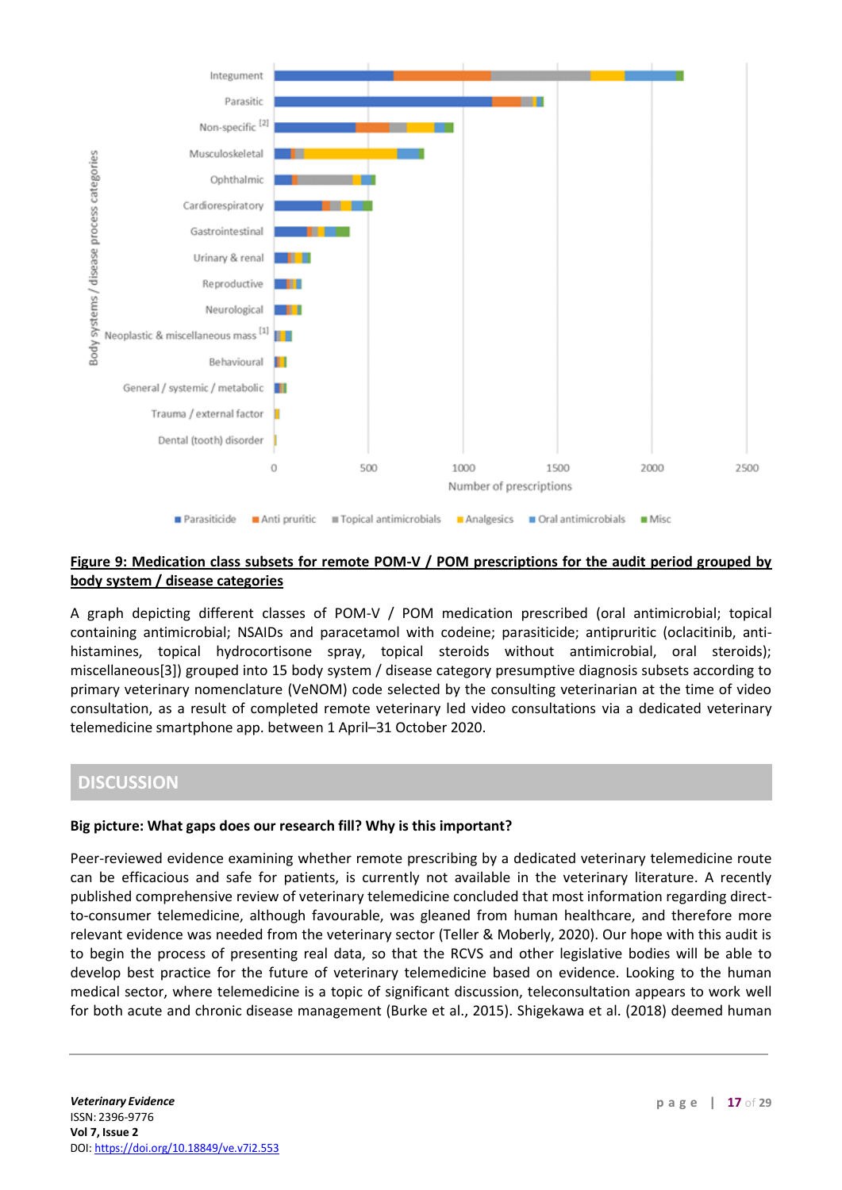**Figure 9: Medication class subsets for remote POM-V / POM prescriptions for the audit period grouped by body system / disease categories**

A graph depicting different classes of POM-V / POM medication prescribed (oral antimicrobial; topical containing antimicrobial; NSAIDs and paracetamol with codeine; parasiticide; antipruritic (oclacitinib, anti-histamines, topical hydrocortisone spray, topical steroids without antimicrobial, oral steroids); miscellaneous[3]) grouped into 15 body system / disease category presumptive diagnosis subsets according to primary veterinary nomenclature (VeNOM) code selected by the consulting veterinarian at the time of video consultation, as a result of completed remote veterinary led video consultations via a dedicated veterinary telemedicine smartphone app. between 1 April–31 October 2020.

## DISCUSSION

### Big picture: What gaps does our research fill? Why is this important?

Peer-reviewed evidence examining whether remote prescribing by a dedicated veterinary telemedicine route can be efficacious and safe for patients, is currently not available in the veterinary literature. A recently published comprehensive review of veterinary telemedicine concluded that most information regarding direct-to-consumer telemedicine, although favourable, was gleaned from human healthcare, and therefore more relevant evidence was needed from the veterinary sector (Teller & Moberly, 2020). Our hope with this audit is to begin the process of presenting real data, so that the RCVS and other legislative bodies will be able to develop best practice for the future of veterinary telemedicine based on evidence. Looking to the human medical sector, where telemedicine is a topic of significant discussion, teleconsultation appears to work well for both acute and chronic disease management (Burke et al., 2015). Shigekawa et al. (2018) deemed human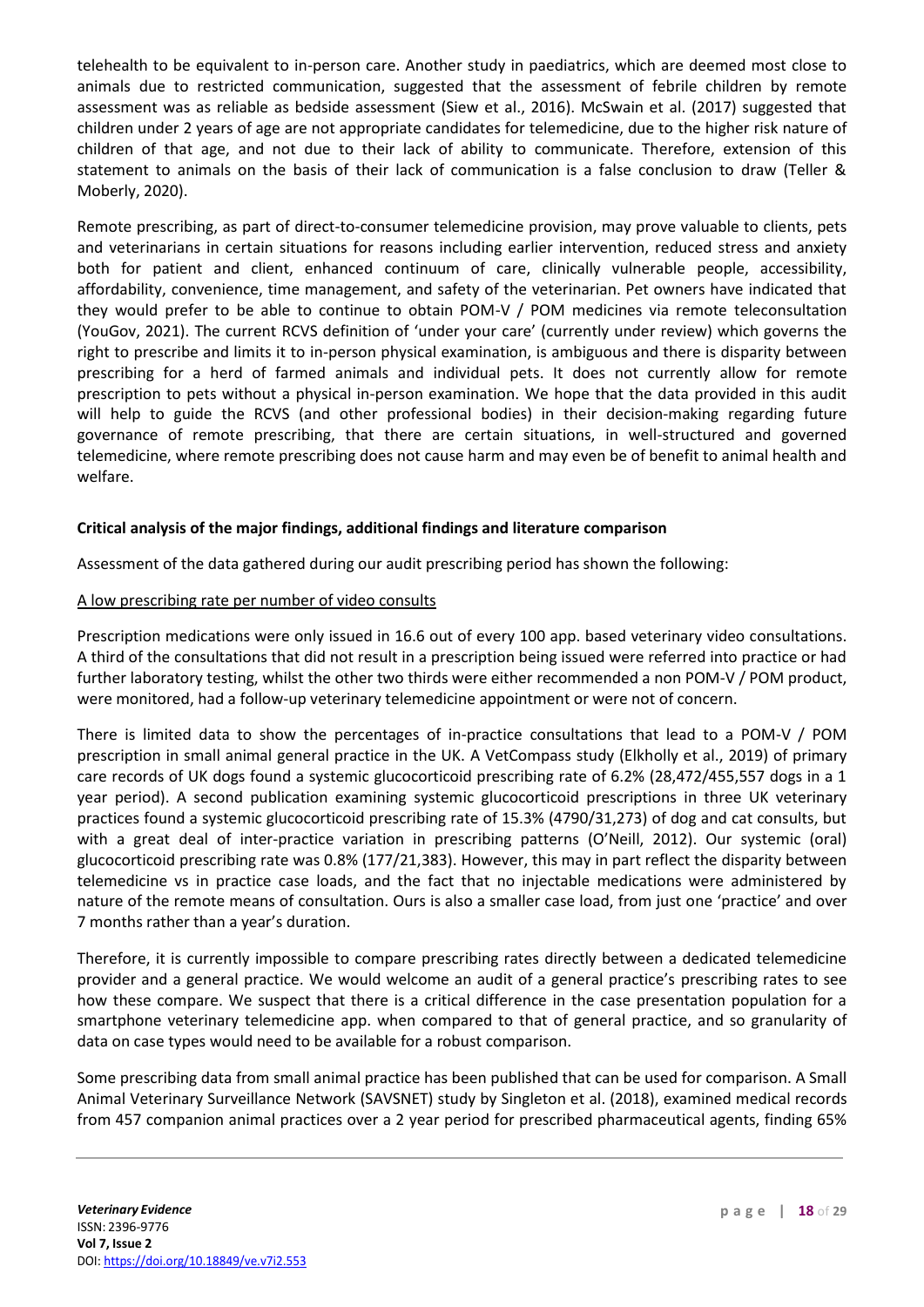telehealth to be equivalent to in-person care. Another study in paediatrics, which are deemed most close to animals due to restricted communication, suggested that the assessment of febrile children by remote assessment was as reliable as bedside assessment (Siew et al., 2016). McSwain et al. (2017) suggested that children under 2 years of age are not appropriate candidates for telemedicine, due to the higher risk nature of children of that age, and not due to their lack of ability to communicate. Therefore, extension of this statement to animals on the basis of their lack of communication is a false conclusion to draw (Teller & Moberly, 2020).

Remote prescribing, as part of direct-to-consumer telemedicine provision, may prove valuable to clients, pets and veterinarians in certain situations for reasons including earlier intervention, reduced stress and anxiety both for patient and client, enhanced continuum of care, clinically vulnerable people, accessibility, affordability, convenience, time management, and safety of the veterinarian. Pet owners have indicated that they would prefer to be able to continue to obtain POM-V / POM medicines via remote teleconsultation (YouGov, 2021). The current RCVS definition of 'under your care' (currently under review) which governs the right to prescribe and limits it to in-person physical examination, is ambiguous and there is disparity between prescribing for a herd of farmed animals and individual pets. It does not currently allow for remote prescription to pets without a physical in-person examination. We hope that the data provided in this audit will help to guide the RCVS (and other professional bodies) in their decision-making regarding future governance of remote prescribing, that there are certain situations, in well-structured and governed telemedicine, where remote prescribing does not cause harm and may even be of benefit to animal health and welfare.

### Critical analysis of the major findings, additional findings and literature comparison

Assessment of the data gathered during our audit prescribing period has shown the following:

A low prescribing rate per number of video consults

Prescription medications were only issued in 16.6 out of every 100 app. based veterinary video consultations. A third of the consultations that did not result in a prescription being issued were referred into practice or had further laboratory testing, whilst the other two thirds were either recommended a non POM-V / POM product, were monitored, had a follow-up veterinary telemedicine appointment or were not of concern.

There is limited data to show the percentages of in-practice consultations that lead to a POM-V / POM prescription in small animal general practice in the UK. A VetCompass study (Elkholly et al., 2019) of primary care records of UK dogs found a systemic glucocorticoid prescribing rate of 6.2% (28,472/455,557 dogs in a 1 year period). A second publication examining systemic glucocorticoid prescriptions in three UK veterinary practices found a systemic glucocorticoid prescribing rate of 15.3% (4790/31,273) of dog and cat consults, but with a great deal of inter-practice variation in prescribing patterns (O'Neill, 2012). Our systemic (oral) glucocorticoid prescribing rate was 0.8% (177/21,383). However, this may in part reflect the disparity between telemedicine vs in practice case loads, and the fact that no injectable medications were administered by nature of the remote means of consultation. Ours is also a smaller case load, from just one 'practice' and over 7 months rather than a year's duration.

Therefore, it is currently impossible to compare prescribing rates directly between a dedicated telemedicine provider and a general practice. We would welcome an audit of a general practice's prescribing rates to see how these compare. We suspect that there is a critical difference in the case presentation population for a smartphone veterinary telemedicine app. when compared to that of general practice, and so granularity of data on case types would need to be available for a robust comparison.

Some prescribing data from small animal practice has been published that can be used for comparison. A Small Animal Veterinary Surveillance Network (SAVSNET) study by Singleton et al. (2018), examined medical records from 457 companion animal practices over a 2 year period for prescribed pharmaceutical agents, finding 65%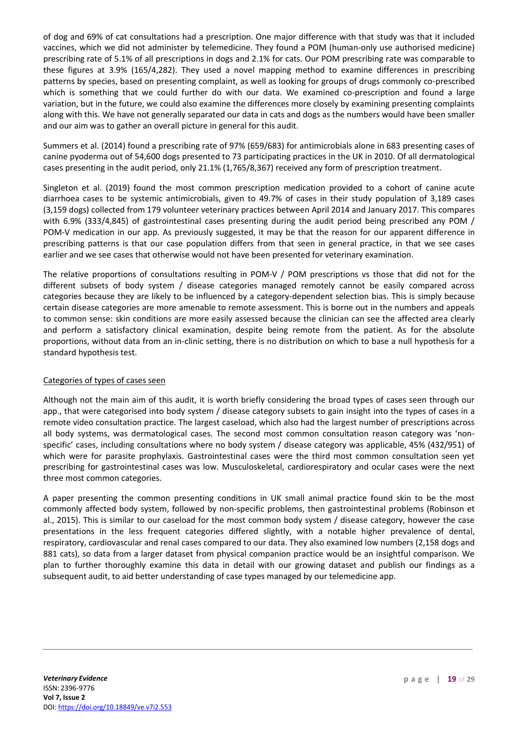of dog and 69% of cat consultations had a prescription. One major difference with that study was that it included vaccines, which we did not administer by telemedicine. They found a POM (human-only use authorised medicine) prescribing rate of 5.1% of all prescriptions in dogs and 2.1% for cats. Our POM prescribing rate was comparable to these figures at 3.9% (165/4,282). They used a novel mapping method to examine differences in prescribing patterns by species, based on presenting complaint, as well as looking for groups of drugs commonly co-prescribed which is something that we could further do with our data. We examined co-prescription and found a large variation, but in the future, we could also examine the differences more closely by examining presenting complaints along with this. We have not generally separated our data in cats and dogs as the numbers would have been smaller and our aim was to gather an overall picture in general for this audit.

Summers et al. (2014) found a prescribing rate of 97% (659/683) for antimicrobials alone in 683 presenting cases of canine pyoderma out of 54,600 dogs presented to 73 participating practices in the UK in 2010. Of all dermatological cases presenting in the audit period, only 21.1% (1,765/8,367) received any form of prescription treatment.

Singleton et al. (2019) found the most common prescription medication provided to a cohort of canine acute diarrhoea cases to be systemic antimicrobials, given to 49.7% of cases in their study population of 3,189 cases (3,159 dogs) collected from 179 volunteer veterinary practices between April 2014 and January 2017. This compares with 6.9% (333/4,845) of gastrointestinal cases presenting during the audit period being prescribed any POM / POM-V medication in our app. As previously suggested, it may be that the reason for our apparent difference in prescribing patterns is that our case population differs from that seen in general practice, in that we see cases earlier and we see cases that otherwise would not have been presented for veterinary examination.

The relative proportions of consultations resulting in POM-V / POM prescriptions vs those that did not for the different subsets of body system / disease categories managed remotely cannot be easily compared across categories because they are likely to be influenced by a category-dependent selection bias. This is simply because certain disease categories are more amenable to remote assessment. This is borne out in the numbers and appeals to common sense: skin conditions are more easily assessed because the clinician can see the affected area clearly and perform a satisfactory clinical examination, despite being remote from the patient. As for the absolute proportions, without data from an in-clinic setting, there is no distribution on which to base a null hypothesis for a standard hypothesis test.

### Categories of types of cases seen

Although not the main aim of this audit, it is worth briefly considering the broad types of cases seen through our app., that were categorised into body system / disease category subsets to gain insight into the types of cases in a remote video consultation practice. The largest caseload, which also had the largest number of prescriptions across all body systems, was dermatological cases. The second most common consultation reason category was 'non-specific' cases, including consultations where no body system / disease category was applicable, 45% (432/951) of which were for parasite prophylaxis. Gastrointestinal cases were the third most common consultation seen yet prescribing for gastrointestinal cases was low. Musculoskeletal, cardiorespiratory and ocular cases were the next three most common categories.

A paper presenting the common presenting conditions in UK small animal practice found skin to be the most commonly affected body system, followed by non-specific problems, then gastrointestinal problems (Robinson et al., 2015). This is similar to our caseload for the most common body system / disease category, however the case presentations in the less frequent categories differed slightly, with a notable higher prevalence of dental, respiratory, cardiovascular and renal cases compared to our data. They also examined low numbers (2,158 dogs and 881 cats), so data from a larger dataset from physical companion practice would be an insightful comparison. We plan to further thoroughly examine this data in detail with our growing dataset and publish our findings as a subsequent audit, to aid better understanding of case types managed by our telemedicine app.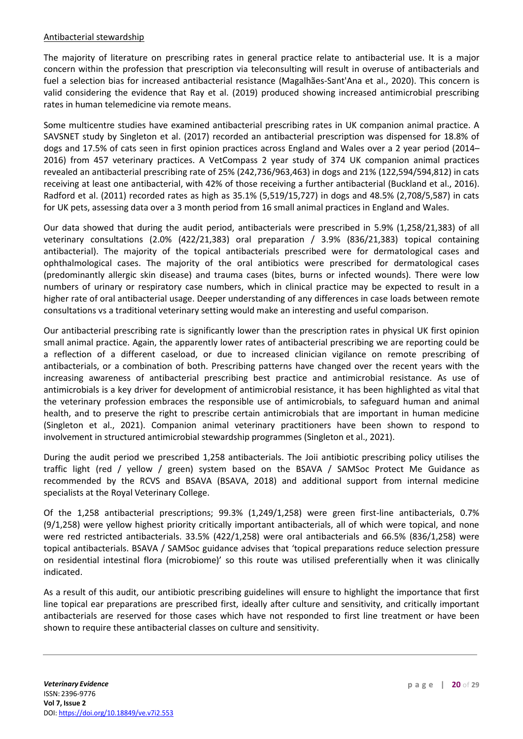Antibacterial stewardship

The majority of literature on prescribing rates in general practice relate to antibacterial use. It is a major concern within the profession that prescription via teleconsulting will result in overuse of antibacterials and fuel a selection bias for increased antibacterial resistance (Magalhães-Sant'Ana et al., 2020). This concern is valid considering the evidence that Ray et al. (2019) produced showing increased antimicrobial prescribing rates in human telemedicine via remote means.

Some multicentre studies have examined antibacterial prescribing rates in UK companion animal practice. A SAVSNET study by Singleton et al. (2017) recorded an antibacterial prescription was dispensed for 18.8% of dogs and 17.5% of cats seen in first opinion practices across England and Wales over a 2 year period (2014–2016) from 457 veterinary practices. A VetCompass 2 year study of 374 UK companion animal practices revealed an antibacterial prescribing rate of 25% (242,736/963,463) in dogs and 21% (122,594/594,812) in cats receiving at least one antibacterial, with 42% of those receiving a further antibacterial (Buckland et al., 2016). Radford et al. (2011) recorded rates as high as 35.1% (5,519/15,727) in dogs and 48.5% (2,708/5,587) in cats for UK pets, assessing data over a 3 month period from 16 small animal practices in England and Wales.

Our data showed that during the audit period, antibacterials were prescribed in 5.9% (1,258/21,383) of all veterinary consultations (2.0% (422/21,383) oral preparation / 3.9% (836/21,383) topical containing antibacterial). The majority of the topical antibacterials prescribed were for dermatological cases and ophthalmological cases. The majority of the oral antibiotics were prescribed for dermatological cases (predominantly allergic skin disease) and trauma cases (bites, burns or infected wounds). There were low numbers of urinary or respiratory case numbers, which in clinical practice may be expected to result in a higher rate of oral antibacterial usage. Deeper understanding of any differences in case loads between remote consultations vs a traditional veterinary setting would make an interesting and useful comparison.

Our antibacterial prescribing rate is significantly lower than the prescription rates in physical UK first opinion small animal practice. Again, the apparently lower rates of antibacterial prescribing we are reporting could be a reflection of a different caseload, or due to increased clinician vigilance on remote prescribing of antibacterials, or a combination of both. Prescribing patterns have changed over the recent years with the increasing awareness of antibacterial prescribing best practice and antimicrobial resistance. As use of antimicrobials is a key driver for development of antimicrobial resistance, it has been highlighted as vital that the veterinary profession embraces the responsible use of antimicrobials, to safeguard human and animal health, and to preserve the right to prescribe certain antimicrobials that are important in human medicine (Singleton et al., 2021). Companion animal veterinary practitioners have been shown to respond to involvement in structured antimicrobial stewardship programmes (Singleton et al., 2021).

During the audit period we prescribed 1,258 antibacterials. The Joii antibiotic prescribing policy utilises the traffic light (red / yellow / green) system based on the BSAVA / SAMSoc Protect Me Guidance as recommended by the RCVS and BSAVA (BSAVA, 2018) and additional support from internal medicine specialists at the Royal Veterinary College.

Of the 1,258 antibacterial prescriptions; 99.3% (1,249/1,258) were green first-line antibacterials, 0.7% (9/1,258) were yellow highest priority critically important antibacterials, all of which were topical, and none were red restricted antibacterials. 33.5% (422/1,258) were oral antibacterials and 66.5% (836/1,258) were topical antibacterials. BSAVA / SAMSoc guidance advises that 'topical preparations reduce selection pressure on residential intestinal flora (microbiome)' so this route was utilised preferentially when it was clinically indicated.

As a result of this audit, our antibiotic prescribing guidelines will ensure to highlight the importance that first line topical ear preparations are prescribed first, ideally after culture and sensitivity, and critically important antibacterials are reserved for those cases which have not responded to first line treatment or have been shown to require these antibacterial classes on culture and sensitivity.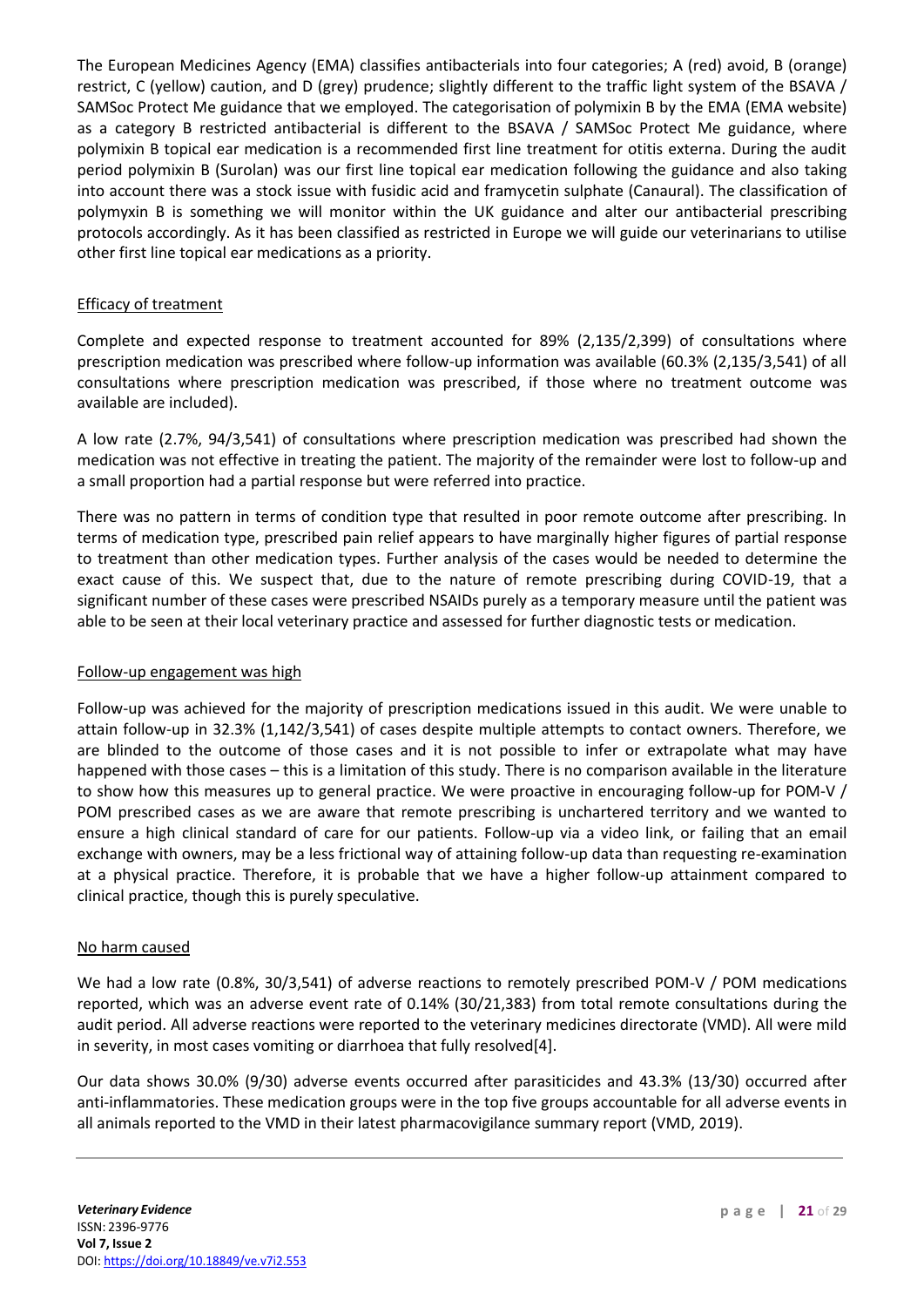The European Medicines Agency (EMA) classifies antibacterials into four categories; A (red) avoid, B (orange) restrict, C (yellow) caution, and D (grey) prudence; slightly different to the traffic light system of the BSAVA / SAMSoc Protect Me guidance that we employed. The categorisation of polymixin B by the EMA (EMA website) as a category B restricted antibacterial is different to the BSAVA / SAMSoc Protect Me guidance, where polymixin B topical ear medication is a recommended first line treatment for otitis externa. During the audit period polymixin B (Surolan) was our first line topical ear medication following the guidance and also taking into account there was a stock issue with fusidic acid and framycetin sulphate (Canaural). The classification of polymyxin B is something we will monitor within the UK guidance and alter our antibacterial prescribing protocols accordingly. As it has been classified as restricted in Europe we will guide our veterinarians to utilise other first line topical ear medications as a priority.

## Efficacy of treatment

Complete and expected response to treatment accounted for 89% (2,135/2,399) of consultations where prescription medication was prescribed where follow-up information was available (60.3% (2,135/3,541) of all consultations where prescription medication was prescribed, if those where no treatment outcome was available are included).

A low rate (2.7%, 94/3,541) of consultations where prescription medication was prescribed had shown the medication was not effective in treating the patient. The majority of the remainder were lost to follow-up and a small proportion had a partial response but were referred into practice.

There was no pattern in terms of condition type that resulted in poor remote outcome after prescribing. In terms of medication type, prescribed pain relief appears to have marginally higher figures of partial response to treatment than other medication types. Further analysis of the cases would be needed to determine the exact cause of this. We suspect that, due to the nature of remote prescribing during COVID-19, that a significant number of these cases were prescribed NSAIDs purely as a temporary measure until the patient was able to be seen at their local veterinary practice and assessed for further diagnostic tests or medication.

## Follow-up engagement was high

Follow-up was achieved for the majority of prescription medications issued in this audit. We were unable to attain follow-up in 32.3% (1,142/3,541) of cases despite multiple attempts to contact owners. Therefore, we are blinded to the outcome of those cases and it is not possible to infer or extrapolate what may have happened with those cases – this is a limitation of this study. There is no comparison available in the literature to show how this measures up to general practice. We were proactive in encouraging follow-up for POM-V / POM prescribed cases as we are aware that remote prescribing is unchartered territory and we wanted to ensure a high clinical standard of care for our patients. Follow-up via a video link, or failing that an email exchange with owners, may be a less frictional way of attaining follow-up data than requesting re-examination at a physical practice. Therefore, it is probable that we have a higher follow-up attainment compared to clinical practice, though this is purely speculative.

## No harm caused

We had a low rate (0.8%, 30/3,541) of adverse reactions to remotely prescribed POM-V / POM medications reported, which was an adverse event rate of 0.14% (30/21,383) from total remote consultations during the audit period. All adverse reactions were reported to the veterinary medicines directorate (VMD). All were mild in severity, in most cases vomiting or diarrhoea that fully resolved[4].

Our data shows 30.0% (9/30) adverse events occurred after parasiticides and 43.3% (13/30) occurred after anti-inflammatories. These medication groups were in the top five groups accountable for all adverse events in all animals reported to the VMD in their latest pharmacovigilance summary report (VMD, 2019).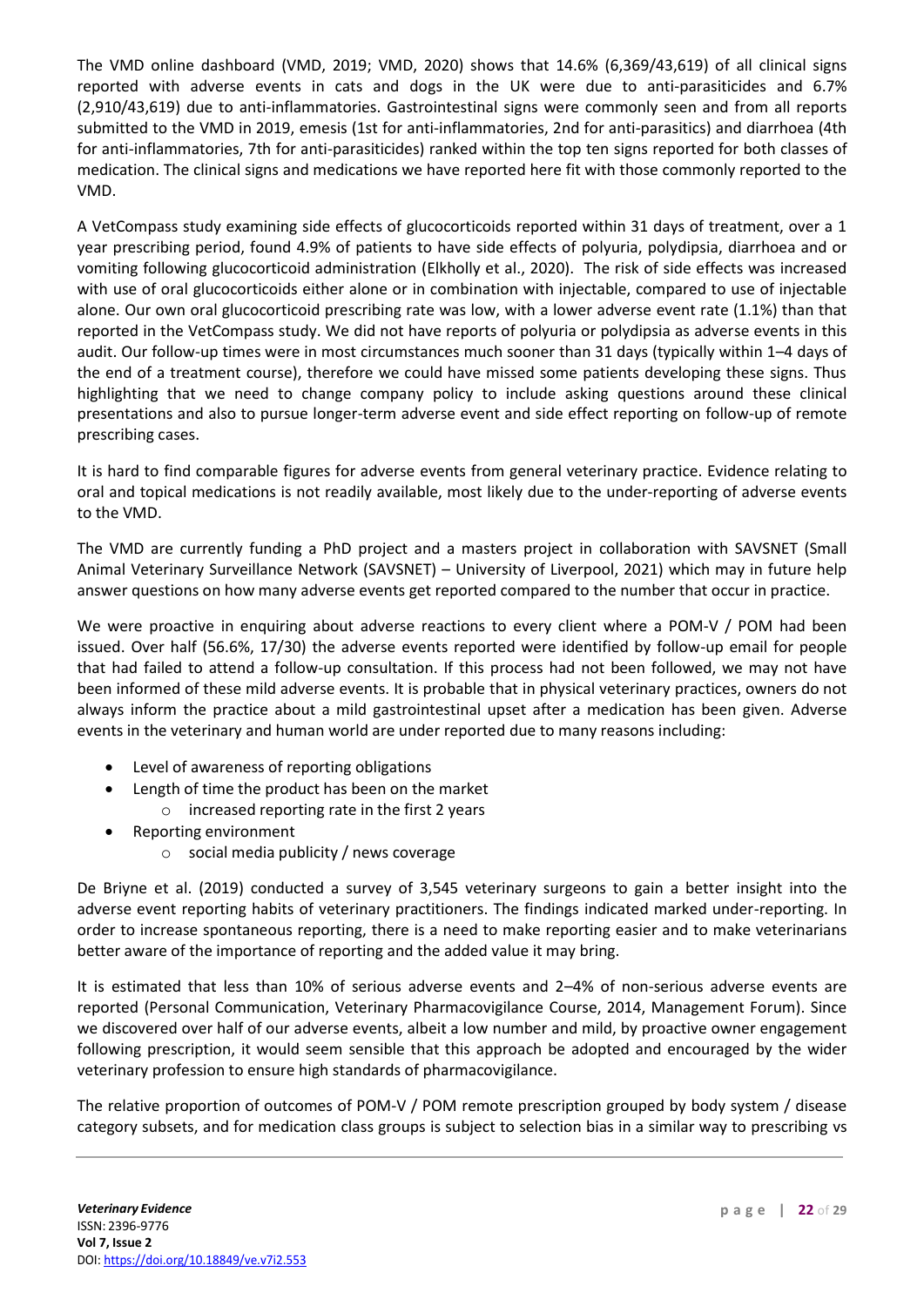The VMD online dashboard (VMD, 2019; VMD, 2020) shows that 14.6% (6,369/43,619) of all clinical signs reported with adverse events in cats and dogs in the UK were due to anti-parasiticides and 6.7% (2,910/43,619) due to anti-inflammatories. Gastrointestinal signs were commonly seen and from all reports submitted to the VMD in 2019, emesis (1st for anti-inflammatories, 2nd for anti-parasitics) and diarrhoea (4th for anti-inflammatories, 7th for anti-parasiticides) ranked within the top ten signs reported for both classes of medication. The clinical signs and medications we have reported here fit with those commonly reported to the VMD.

A VetCompass study examining side effects of glucocorticoids reported within 31 days of treatment, over a 1 year prescribing period, found 4.9% of patients to have side effects of polyuria, polydipsia, diarrhoea and or vomiting following glucocorticoid administration (Elkholly et al., 2020). The risk of side effects was increased with use of oral glucocorticoids either alone or in combination with injectable, compared to use of injectable alone. Our own oral glucocorticoid prescribing rate was low, with a lower adverse event rate (1.1%) than that reported in the VetCompass study. We did not have reports of polyuria or polydipsia as adverse events in this audit. Our follow-up times were in most circumstances much sooner than 31 days (typically within 1–4 days of the end of a treatment course), therefore we could have missed some patients developing these signs. Thus highlighting that we need to change company policy to include asking questions around these clinical presentations and also to pursue longer-term adverse event and side effect reporting on follow-up of remote prescribing cases.

It is hard to find comparable figures for adverse events from general veterinary practice. Evidence relating to oral and topical medications is not readily available, most likely due to the under-reporting of adverse events to the VMD.

The VMD are currently funding a PhD project and a masters project in collaboration with SAVSNET (Small Animal Veterinary Surveillance Network (SAVSNET) – University of Liverpool, 2021) which may in future help answer questions on how many adverse events get reported compared to the number that occur in practice.

We were proactive in enquiring about adverse reactions to every client where a POM-V / POM had been issued. Over half (56.6%, 17/30) the adverse events reported were identified by follow-up email for people that had failed to attend a follow-up consultation. If this process had not been followed, we may not have been informed of these mild adverse events. It is probable that in physical veterinary practices, owners do not always inform the practice about a mild gastrointestinal upset after a medication has been given. Adverse events in the veterinary and human world are under reported due to many reasons including:

- Level of awareness of reporting obligations
- Length of time the product has been on the market
  - increased reporting rate in the first 2 years
- Reporting environment
  - social media publicity / news coverage

De Briyne et al. (2019) conducted a survey of 3,545 veterinary surgeons to gain a better insight into the adverse event reporting habits of veterinary practitioners. The findings indicated marked under-reporting. In order to increase spontaneous reporting, there is a need to make reporting easier and to make veterinarians better aware of the importance of reporting and the added value it may bring.

It is estimated that less than 10% of serious adverse events and 2–4% of non-serious adverse events are reported (Personal Communication, Veterinary Pharmacovigilance Course, 2014, Management Forum). Since we discovered over half of our adverse events, albeit a low number and mild, by proactive owner engagement following prescription, it would seem sensible that this approach be adopted and encouraged by the wider veterinary profession to ensure high standards of pharmacovigilance.

The relative proportion of outcomes of POM-V / POM remote prescription grouped by body system / disease category subsets, and for medication class groups is subject to selection bias in a similar way to prescribing vs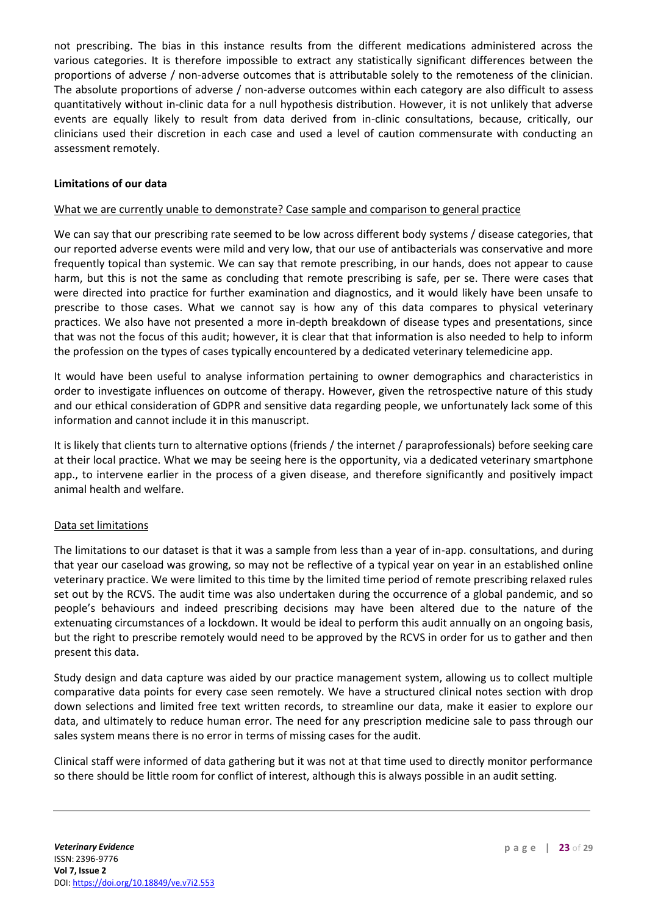not prescribing. The bias in this instance results from the different medications administered across the various categories. It is therefore impossible to extract any statistically significant differences between the proportions of adverse / non-adverse outcomes that is attributable solely to the remoteness of the clinician. The absolute proportions of adverse / non-adverse outcomes within each category are also difficult to assess quantitatively without in-clinic data for a null hypothesis distribution. However, it is not unlikely that adverse events are equally likely to result from data derived from in-clinic consultations, because, critically, our clinicians used their discretion in each case and used a level of caution commensurate with conducting an assessment remotely.

**Limitations of our data**

What we are currently unable to demonstrate? Case sample and comparison to general practice

We can say that our prescribing rate seemed to be low across different body systems / disease categories, that our reported adverse events were mild and very low, that our use of antibacterials was conservative and more frequently topical than systemic. We can say that remote prescribing, in our hands, does not appear to cause harm, but this is not the same as concluding that remote prescribing is safe, per se. There were cases that were directed into practice for further examination and diagnostics, and it would likely have been unsafe to prescribe to those cases. What we cannot say is how any of this data compares to physical veterinary practices. We also have not presented a more in-depth breakdown of disease types and presentations, since that was not the focus of this audit; however, it is clear that that information is also needed to help to inform the profession on the types of cases typically encountered by a dedicated veterinary telemedicine app.

It would have been useful to analyse information pertaining to owner demographics and characteristics in order to investigate influences on outcome of therapy. However, given the retrospective nature of this study and our ethical consideration of GDPR and sensitive data regarding people, we unfortunately lack some of this information and cannot include it in this manuscript.

It is likely that clients turn to alternative options (friends / the internet / paraprofessionals) before seeking care at their local practice. What we may be seeing here is the opportunity, via a dedicated veterinary smartphone app., to intervene earlier in the process of a given disease, and therefore significantly and positively impact animal health and welfare.

Data set limitations

The limitations to our dataset is that it was a sample from less than a year of in-app. consultations, and during that year our caseload was growing, so may not be reflective of a typical year on year in an established online veterinary practice. We were limited to this time by the limited time period of remote prescribing relaxed rules set out by the RCVS. The audit time was also undertaken during the occurrence of a global pandemic, and so people's behaviours and indeed prescribing decisions may have been altered due to the nature of the extenuating circumstances of a lockdown. It would be ideal to perform this audit annually on an ongoing basis, but the right to prescribe remotely would need to be approved by the RCVS in order for us to gather and then present this data.

Study design and data capture was aided by our practice management system, allowing us to collect multiple comparative data points for every case seen remotely. We have a structured clinical notes section with drop down selections and limited free text written records, to streamline our data, make it easier to explore our data, and ultimately to reduce human error. The need for any prescription medicine sale to pass through our sales system means there is no error in terms of missing cases for the audit.

Clinical staff were informed of data gathering but it was not at that time used to directly monitor performance so there should be little room for conflict of interest, although this is always possible in an audit setting.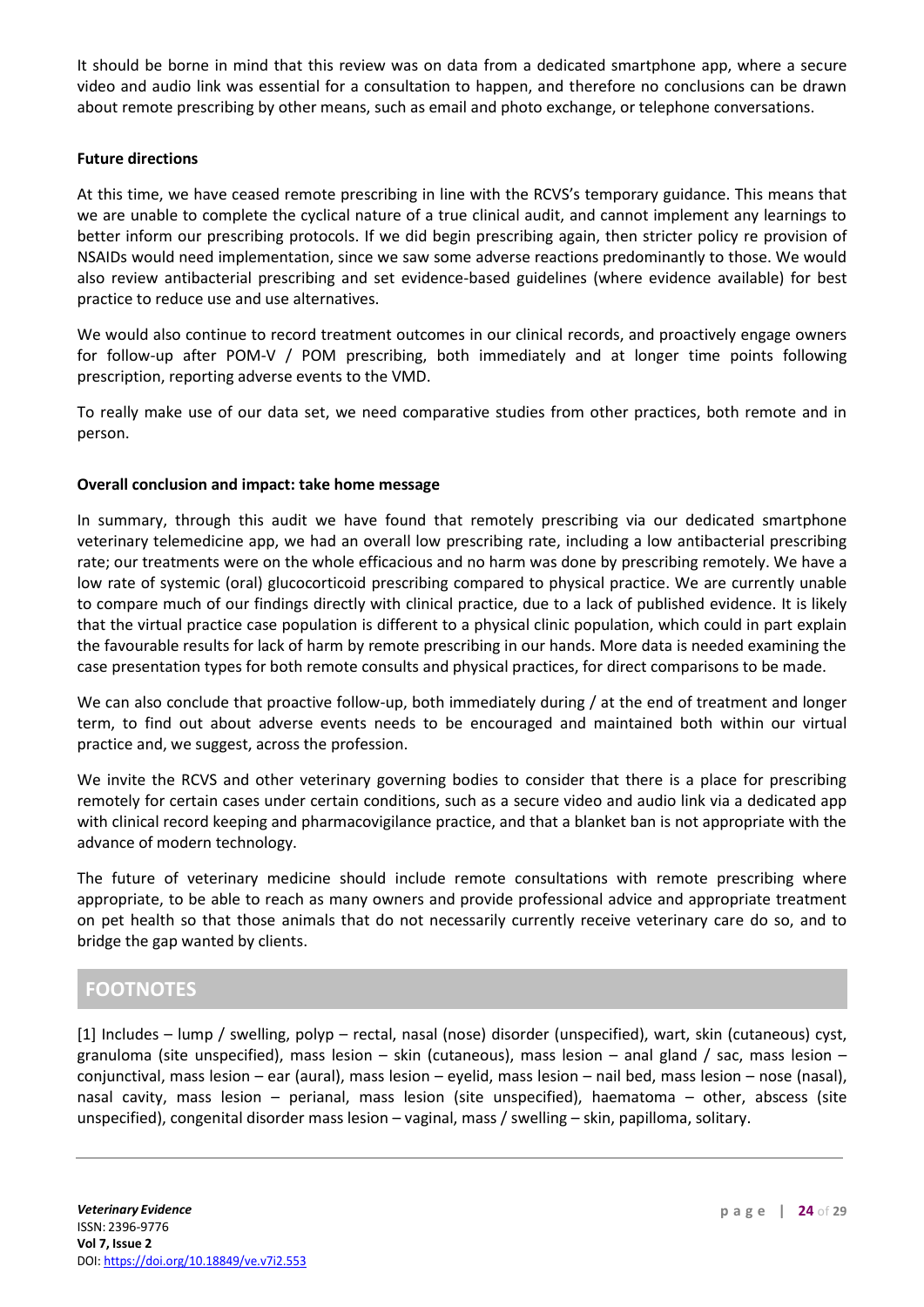It should be borne in mind that this review was on data from a dedicated smartphone app, where a secure video and audio link was essential for a consultation to happen, and therefore no conclusions can be drawn about remote prescribing by other means, such as email and photo exchange, or telephone conversations.

**Future directions**

At this time, we have ceased remote prescribing in line with the RCVS's temporary guidance. This means that we are unable to complete the cyclical nature of a true clinical audit, and cannot implement any learnings to better inform our prescribing protocols. If we did begin prescribing again, then stricter policy re provision of NSAIDs would need implementation, since we saw some adverse reactions predominantly to those. We would also review antibacterial prescribing and set evidence-based guidelines (where evidence available) for best practice to reduce use and use alternatives.

We would also continue to record treatment outcomes in our clinical records, and proactively engage owners for follow-up after POM-V / POM prescribing, both immediately and at longer time points following prescription, reporting adverse events to the VMD.

To really make use of our data set, we need comparative studies from other practices, both remote and in person.

**Overall conclusion and impact: take home message**

In summary, through this audit we have found that remotely prescribing via our dedicated smartphone veterinary telemedicine app, we had an overall low prescribing rate, including a low antibacterial prescribing rate; our treatments were on the whole efficacious and no harm was done by prescribing remotely. We have a low rate of systemic (oral) glucocorticoid prescribing compared to physical practice. We are currently unable to compare much of our findings directly with clinical practice, due to a lack of published evidence. It is likely that the virtual practice case population is different to a physical clinic population, which could in part explain the favourable results for lack of harm by remote prescribing in our hands. More data is needed examining the case presentation types for both remote consults and physical practices, for direct comparisons to be made.

We can also conclude that proactive follow-up, both immediately during / at the end of treatment and longer term, to find out about adverse events needs to be encouraged and maintained both within our virtual practice and, we suggest, across the profession.

We invite the RCVS and other veterinary governing bodies to consider that there is a place for prescribing remotely for certain cases under certain conditions, such as a secure video and audio link via a dedicated app with clinical record keeping and pharmacovigilance practice, and that a blanket ban is not appropriate with the advance of modern technology.

The future of veterinary medicine should include remote consultations with remote prescribing where appropriate, to be able to reach as many owners and provide professional advice and appropriate treatment on pet health so that those animals that do not necessarily currently receive veterinary care do so, and to bridge the gap wanted by clients.

## FOOTNOTES

[1] Includes – lump / swelling, polyp – rectal, nasal (nose) disorder (unspecified), wart, skin (cutaneous) cyst, granuloma (site unspecified), mass lesion – skin (cutaneous), mass lesion – anal gland / sac, mass lesion – conjunctival, mass lesion – ear (aural), mass lesion – eyelid, mass lesion – nail bed, mass lesion – nose (nasal), nasal cavity, mass lesion – perianal, mass lesion (site unspecified), haematoma – other, abscess (site unspecified), congenital disorder mass lesion – vaginal, mass / swelling – skin, papilloma, solitary.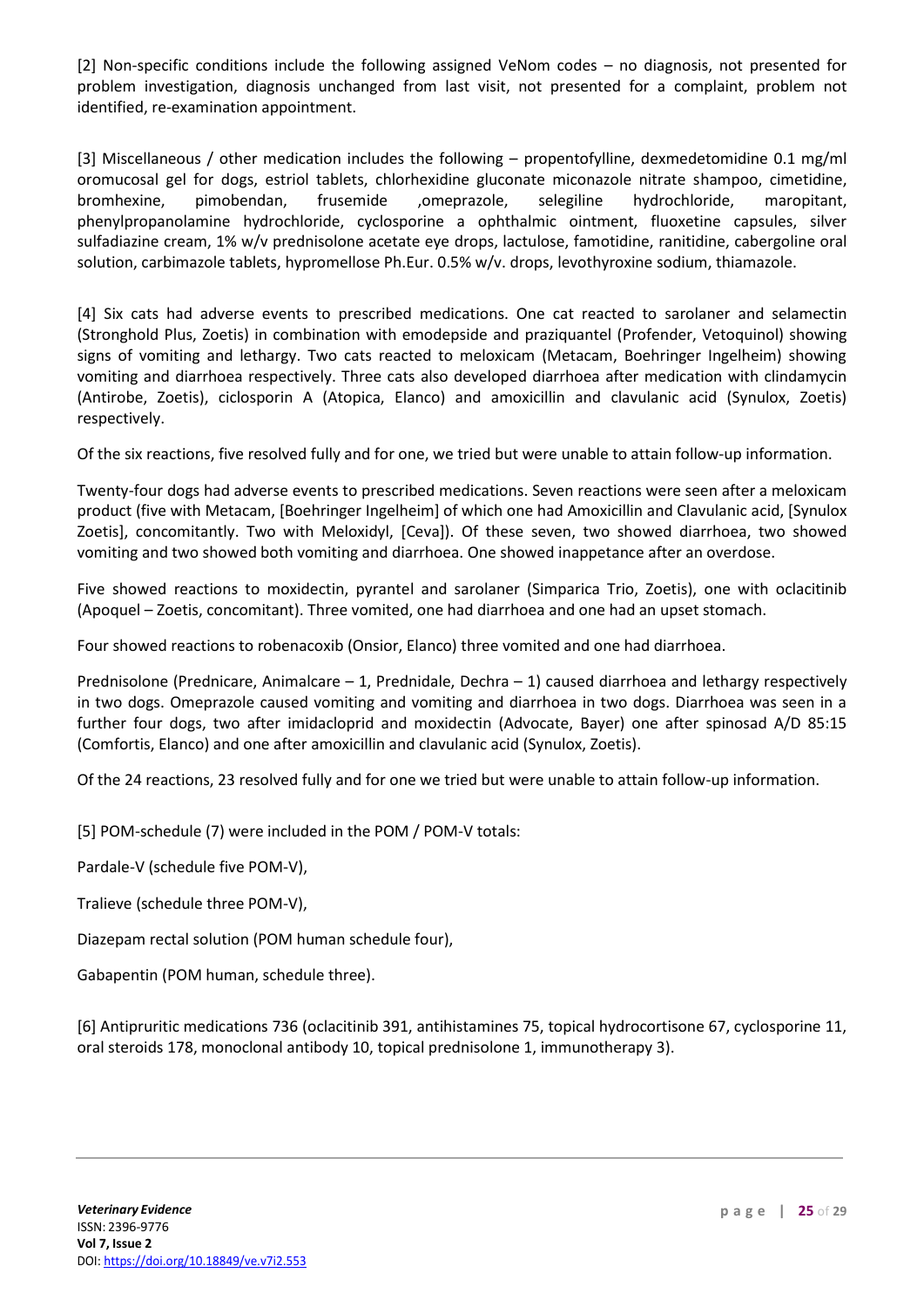[2] Non-specific conditions include the following assigned VeNom codes – no diagnosis, not presented for problem investigation, diagnosis unchanged from last visit, not presented for a complaint, problem not identified, re-examination appointment.

[3] Miscellaneous / other medication includes the following – propentofylline, dexmedetomidine 0.1 mg/ml oromucosal gel for dogs, estriol tablets, chlorhexidine gluconate miconazole nitrate shampoo, cimetidine, bromhexine, pimobendan, frusemide ,omeprazole, selegiline hydrochloride, maropitant, phenylpropanolamine hydrochloride, cyclosporine a ophthalmic ointment, fluoxetine capsules, silver sulfadiazine cream, 1% w/v prednisolone acetate eye drops, lactulose, famotidine, ranitidine, cabergoline oral solution, carbimazole tablets, hypromellose Ph.Eur. 0.5% w/v. drops, levothyroxine sodium, thiamazole.

[4] Six cats had adverse events to prescribed medications. One cat reacted to sarolaner and selamectin (Stronghold Plus, Zoetis) in combination with emodepside and praziquantel (Profender, Vetoquinol) showing signs of vomiting and lethargy. Two cats reacted to meloxicam (Metacam, Boehringer Ingelheim) showing vomiting and diarrhoea respectively. Three cats also developed diarrhoea after medication with clindamycin (Antirobe, Zoetis), ciclosporin A (Atopica, Elanco) and amoxicillin and clavulanic acid (Synulox, Zoetis) respectively.

Of the six reactions, five resolved fully and for one, we tried but were unable to attain follow-up information.

Twenty-four dogs had adverse events to prescribed medications. Seven reactions were seen after a meloxicam product (five with Metacam, [Boehringer Ingelheim] of which one had Amoxicillin and Clavulanic acid, [Synulox Zoetis], concomitantly. Two with Meloxidyl, [Ceva]). Of these seven, two showed diarrhoea, two showed vomiting and two showed both vomiting and diarrhoea. One showed inappetance after an overdose.

Five showed reactions to moxidectin, pyrantel and sarolaner (Simparica Trio, Zoetis), one with oclacitinib (Apoquel – Zoetis, concomitant). Three vomited, one had diarrhoea and one had an upset stomach.

Four showed reactions to robenacoxib (Onsior, Elanco) three vomited and one had diarrhoea.

Prednisolone (Prednicare, Animalcare – 1, Prednidale, Dechra – 1) caused diarrhoea and lethargy respectively in two dogs. Omeprazole caused vomiting and vomiting and diarrhoea in two dogs. Diarrhoea was seen in a further four dogs, two after imidacloprid and moxidectin (Advocate, Bayer) one after spinosad A/D 85:15 (Comfortis, Elanco) and one after amoxicillin and clavulanic acid (Synulox, Zoetis).

Of the 24 reactions, 23 resolved fully and for one we tried but were unable to attain follow-up information.

[5] POM-schedule (7) were included in the POM / POM-V totals:

Pardale-V (schedule five POM-V),

Tralieve (schedule three POM-V),

Diazepam rectal solution (POM human schedule four),

Gabapentin (POM human, schedule three).

[6] Antipruritic medications 736 (oclacitinib 391, antihistamines 75, topical hydrocortisone 67, cyclosporine 11, oral steroids 178, monoclonal antibody 10, topical prednisolone 1, immunotherapy 3).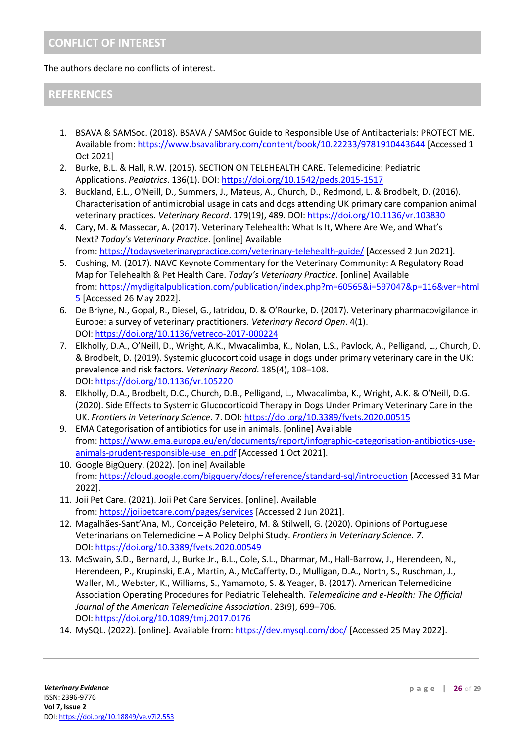## CONFLICT OF INTEREST

The authors declare no conflicts of interest.

## REFERENCES

1. BSAVA & SAMSoc. (2018). BSAVA / SAMSoc Guide to Responsible Use of Antibacterials: PROTECT ME. Available from: https://www.bsavalibrary.com/content/book/10.22233/9781910443644 [Accessed 1 Oct 2021]
2. Burke, B.L. & Hall, R.W. (2015). SECTION ON TELEHEALTH CARE. Telemedicine: Pediatric Applications. *Pediatrics*. 136(1). DOI: https://doi.org/10.1542/peds.2015-1517
3. Buckland, E.L., O'Neill, D., Summers, J., Mateus, A., Church, D., Redmond, L. & Brodbelt, D. (2016). Characterisation of antimicrobial usage in cats and dogs attending UK primary care companion animal veterinary practices. *Veterinary Record*. 179(19), 489. DOI: https://doi.org/10.1136/vr.103830
4. Cary, M. & Massecar, A. (2017). Veterinary Telehealth: What Is It, Where Are We, and What's Next? *Today's Veterinary Practice*. [online] Available from: https://todaysveterinarypractice.com/veterinary-telehealth-guide/ [Accessed 2 Jun 2021].
5. Cushing, M. (2017). NAVC Keynote Commentary for the Veterinary Community: A Regulatory Road Map for Telehealth & Pet Health Care. *Today's Veterinary Practice.* [online] Available from: https://mydigitalpublication.com/publication/index.php?m=60565&i=597047&p=116&ver=html5 [Accessed 26 May 2022].
6. De Briyne, N., Gopal, R., Diesel, G., Iatridou, D. & O'Rourke, D. (2017). Veterinary pharmacovigilance in Europe: a survey of veterinary practitioners. *Veterinary Record Open*. 4(1). DOI: https://doi.org/10.1136/vetreco-2017-000224
7. Elkholly, D.A., O'Neill, D., Wright, A.K., Mwacalimba, K., Nolan, L.S., Pavlock, A., Pelligand, L., Church, D. & Brodbelt, D. (2019). Systemic glucocorticoid usage in dogs under primary veterinary care in the UK: prevalence and risk factors. *Veterinary Record*. 185(4), 108–108. DOI: https://doi.org/10.1136/vr.105220
8. Elkholly, D.A., Brodbelt, D.C., Church, D.B., Pelligand, L., Mwacalimba, K., Wright, A.K. & O'Neill, D.G. (2020). Side Effects to Systemic Glucocorticoid Therapy in Dogs Under Primary Veterinary Care in the UK. *Frontiers in Veterinary Science*. 7. DOI: https://doi.org/10.3389/fvets.2020.00515
9. EMA Categorisation of antibiotics for use in animals. [online] Available from: https://www.ema.europa.eu/en/documents/report/infographic-categorisation-antibiotics-use-animals-prudent-responsible-use_en.pdf [Accessed 1 Oct 2021].
10. Google BigQuery. (2022). [online] Available from: https://cloud.google.com/bigquery/docs/reference/standard-sql/introduction [Accessed 31 Mar 2022].
11. Joii Pet Care. (2021). Joii Pet Care Services. [online]. Available from: https://joiipetcare.com/pages/services [Accessed 2 Jun 2021].
12. Magalhães-Sant'Ana, M., Conceição Peleteiro, M. & Stilwell, G. (2020). Opinions of Portuguese Veterinarians on Telemedicine – A Policy Delphi Study. *Frontiers in Veterinary Science*. *7*. DOI: https://doi.org/10.3389/fvets.2020.00549
13. McSwain, S.D., Bernard, J., Burke Jr., B.L., Cole, S.L., Dharmar, M., Hall-Barrow, J., Herendeen, N., Herendeen, P., Krupinski, E.A., Martin, A., McCafferty, D., Mulligan, D.A., North, S., Ruschman, J., Waller, M., Webster, K., Williams, S., Yamamoto, S. & Yeager, B. (2017). American Telemedicine Association Operating Procedures for Pediatric Telehealth. *Telemedicine and e-Health: The Official Journal of the American Telemedicine Association*. 23(9), 699–706. DOI: https://doi.org/10.1089/tmj.2017.0176
14. MySQL. (2022). [online]. Available from: https://dev.mysql.com/doc/ [Accessed 25 May 2022].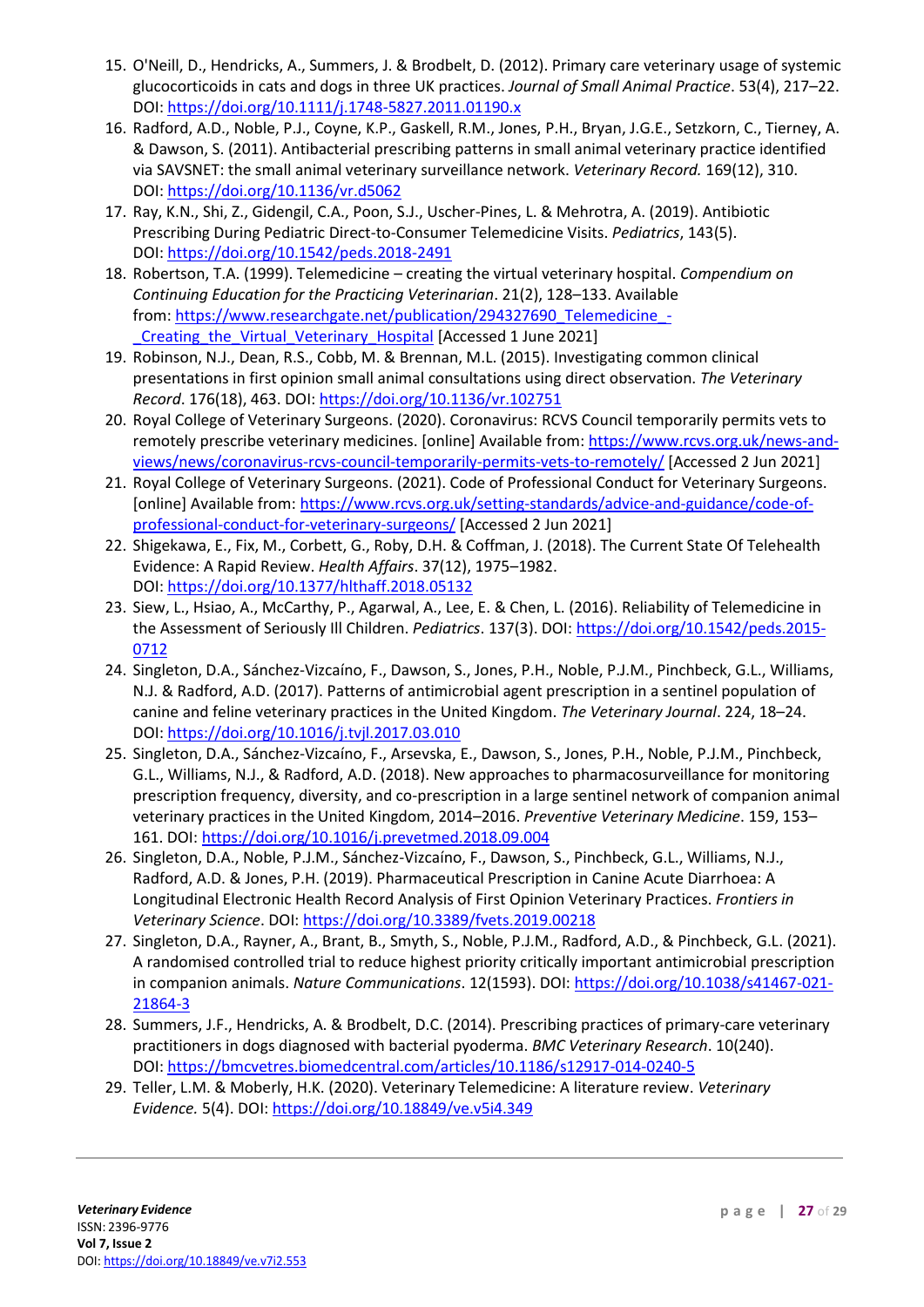15. O'Neill, D., Hendricks, A., Summers, J. & Brodbelt, D. (2012). Primary care veterinary usage of systemic glucocorticoids in cats and dogs in three UK practices. *Journal of Small Animal Practice*. 53(4), 217–22. DOI: https://doi.org/10.1111/j.1748-5827.2011.01190.x
16. Radford, A.D., Noble, P.J., Coyne, K.P., Gaskell, R.M., Jones, P.H., Bryan, J.G.E., Setzkorn, C., Tierney, A. & Dawson, S. (2011). Antibacterial prescribing patterns in small animal veterinary practice identified via SAVSNET: the small animal veterinary surveillance network. *Veterinary Record.* 169(12), 310. DOI: https://doi.org/10.1136/vr.d5062
17. Ray, K.N., Shi, Z., Gidengil, C.A., Poon, S.J., Uscher-Pines, L. & Mehrotra, A. (2019). Antibiotic Prescribing During Pediatric Direct-to-Consumer Telemedicine Visits. *Pediatrics*, 143(5). DOI: https://doi.org/10.1542/peds.2018-2491
18. Robertson, T.A. (1999). Telemedicine – creating the virtual veterinary hospital. *Compendium on Continuing Education for the Practicing Veterinarian*. 21(2), 128–133. Available from: https://www.researchgate.net/publication/294327690_Telemedicine_-_Creating_the_Virtual_Veterinary_Hospital [Accessed 1 June 2021]
19. Robinson, N.J., Dean, R.S., Cobb, M. & Brennan, M.L. (2015). Investigating common clinical presentations in first opinion small animal consultations using direct observation. *The Veterinary Record*. 176(18), 463. DOI: https://doi.org/10.1136/vr.102751
20. Royal College of Veterinary Surgeons. (2020). Coronavirus: RCVS Council temporarily permits vets to remotely prescribe veterinary medicines. [online] Available from: https://www.rcvs.org.uk/news-and-views/news/coronavirus-rcvs-council-temporarily-permits-vets-to-remotely/ [Accessed 2 Jun 2021]
21. Royal College of Veterinary Surgeons. (2021). Code of Professional Conduct for Veterinary Surgeons. [online] Available from: https://www.rcvs.org.uk/setting-standards/advice-and-guidance/code-of-professional-conduct-for-veterinary-surgeons/ [Accessed 2 Jun 2021]
22. Shigekawa, E., Fix, M., Corbett, G., Roby, D.H. & Coffman, J. (2018). The Current State Of Telehealth Evidence: A Rapid Review. *Health Affairs*. 37(12), 1975–1982. DOI: https://doi.org/10.1377/hlthaff.2018.05132
23. Siew, L., Hsiao, A., McCarthy, P., Agarwal, A., Lee, E. & Chen, L. (2016). Reliability of Telemedicine in the Assessment of Seriously Ill Children. *Pediatrics*. 137(3). DOI: https://doi.org/10.1542/peds.2015-0712
24. Singleton, D.A., Sánchez-Vizcaíno, F., Dawson, S., Jones, P.H., Noble, P.J.M., Pinchbeck, G.L., Williams, N.J. & Radford, A.D. (2017). Patterns of antimicrobial agent prescription in a sentinel population of canine and feline veterinary practices in the United Kingdom. *The Veterinary Journal*. 224, 18–24. DOI: https://doi.org/10.1016/j.tvjl.2017.03.010
25. Singleton, D.A., Sánchez-Vizcaíno, F., Arsevska, E., Dawson, S., Jones, P.H., Noble, P.J.M., Pinchbeck, G.L., Williams, N.J., & Radford, A.D. (2018). New approaches to pharmacosurveillance for monitoring prescription frequency, diversity, and co-prescription in a large sentinel network of companion animal veterinary practices in the United Kingdom, 2014–2016. *Preventive Veterinary Medicine*. 159, 153–161. DOI: https://doi.org/10.1016/j.prevetmed.2018.09.004
26. Singleton, D.A., Noble, P.J.M., Sánchez-Vizcaíno, F., Dawson, S., Pinchbeck, G.L., Williams, N.J., Radford, A.D. & Jones, P.H. (2019). Pharmaceutical Prescription in Canine Acute Diarrhoea: A Longitudinal Electronic Health Record Analysis of First Opinion Veterinary Practices. *Frontiers in Veterinary Science*. DOI: https://doi.org/10.3389/fvets.2019.00218
27. Singleton, D.A., Rayner, A., Brant, B., Smyth, S., Noble, P.J.M., Radford, A.D., & Pinchbeck, G.L. (2021). A randomised controlled trial to reduce highest priority critically important antimicrobial prescription in companion animals. *Nature Communications*. 12(1593). DOI: https://doi.org/10.1038/s41467-021-21864-3
28. Summers, J.F., Hendricks, A. & Brodbelt, D.C. (2014). Prescribing practices of primary-care veterinary practitioners in dogs diagnosed with bacterial pyoderma. *BMC Veterinary Research*. 10(240). DOI: https://bmcvetres.biomedcentral.com/articles/10.1186/s12917-014-0240-5
29. Teller, L.M. & Moberly, H.K. (2020). Veterinary Telemedicine: A literature review. *Veterinary Evidence.* 5(4). DOI: https://doi.org/10.18849/ve.v5i4.349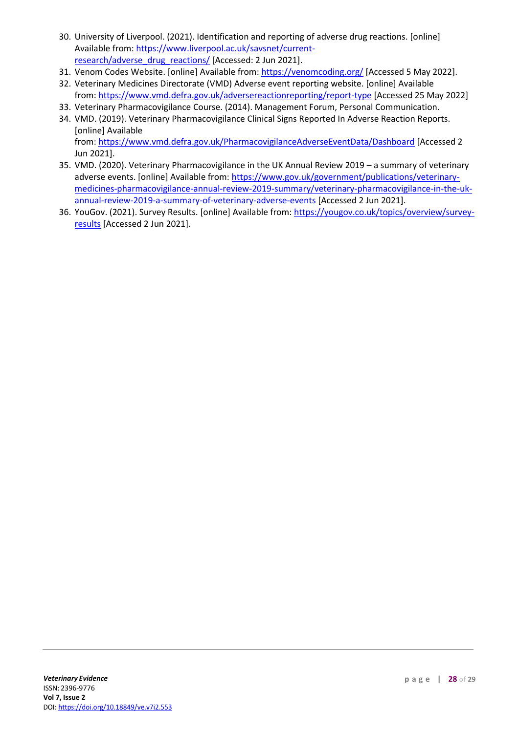30. University of Liverpool. (2021). Identification and reporting of adverse drug reactions. [online] Available from: https://www.liverpool.ac.uk/savsnet/current-research/adverse_drug_reactions/ [Accessed: 2 Jun 2021].
31. Venom Codes Website. [online] Available from: https://venomcoding.org/ [Accessed 5 May 2022].
32. Veterinary Medicines Directorate (VMD) Adverse event reporting website. [online] Available from: https://www.vmd.defra.gov.uk/adversereactionreporting/report-type [Accessed 25 May 2022]
33. Veterinary Pharmacovigilance Course. (2014). Management Forum, Personal Communication.
34. VMD. (2019). Veterinary Pharmacovigilance Clinical Signs Reported In Adverse Reaction Reports. [online] Available from: https://www.vmd.defra.gov.uk/PharmacovigilanceAdverseEventData/Dashboard [Accessed 2 Jun 2021].
35. VMD. (2020). Veterinary Pharmacovigilance in the UK Annual Review 2019 – a summary of veterinary adverse events. [online] Available from: https://www.gov.uk/government/publications/veterinary-medicines-pharmacovigilance-annual-review-2019-summary/veterinary-pharmacovigilance-in-the-uk-annual-review-2019-a-summary-of-veterinary-adverse-events [Accessed 2 Jun 2021].
36. YouGov. (2021). Survey Results. [online] Available from: https://yougov.co.uk/topics/overview/survey-results [Accessed 2 Jun 2021].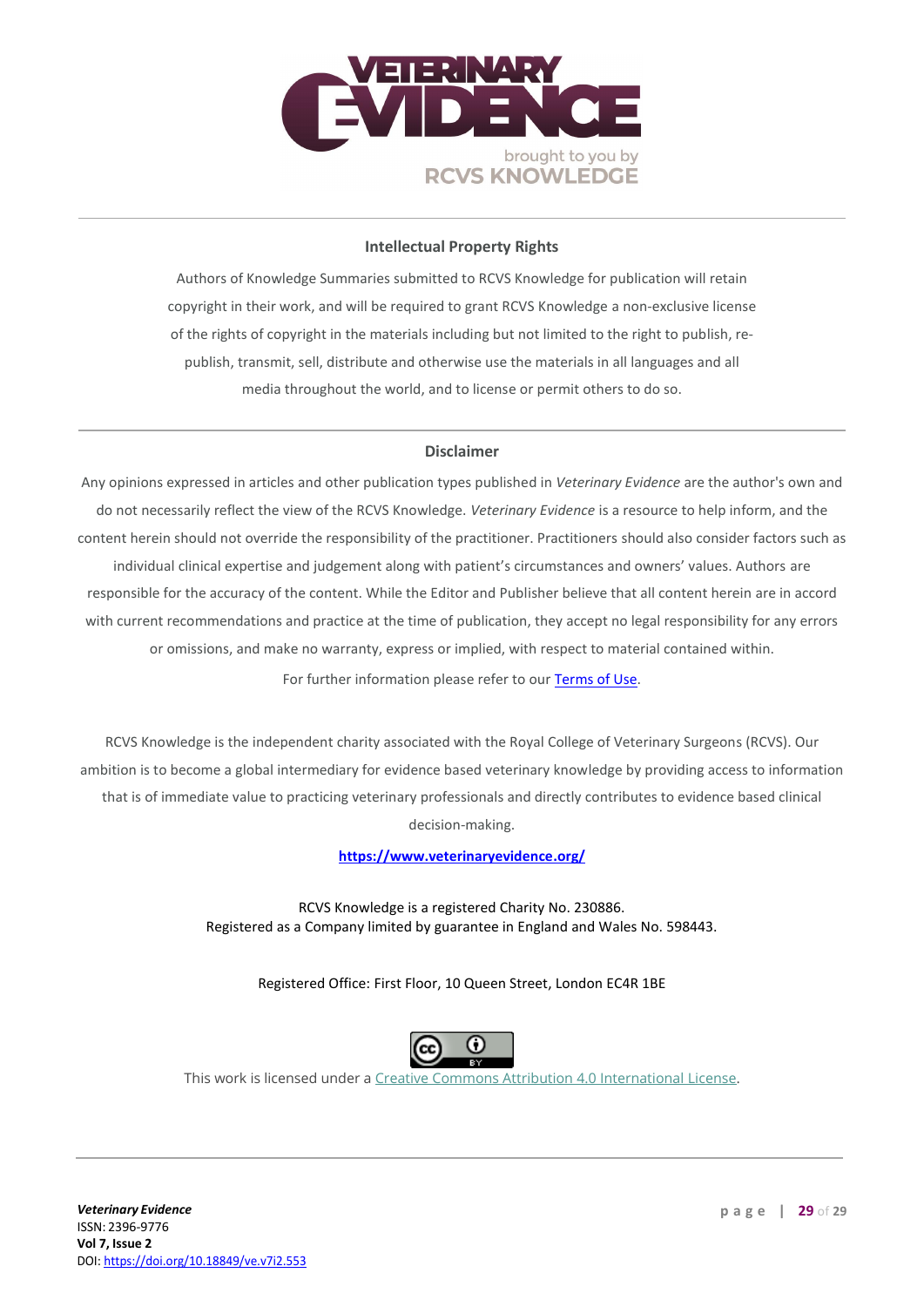## Intellectual Property Rights

Authors of Knowledge Summaries submitted to RCVS Knowledge for publication will retain copyright in their work, and will be required to grant RCVS Knowledge a non-exclusive license of the rights of copyright in the materials including but not limited to the right to publish, re-publish, transmit, sell, distribute and otherwise use the materials in all languages and all media throughout the world, and to license or permit others to do so.

## Disclaimer

Any opinions expressed in articles and other publication types published in *Veterinary Evidence* are the author's own and do not necessarily reflect the view of the RCVS Knowledge. *Veterinary Evidence* is a resource to help inform, and the content herein should not override the responsibility of the practitioner. Practitioners should also consider factors such as individual clinical expertise and judgement along with patient's circumstances and owners' values. Authors are responsible for the accuracy of the content. While the Editor and Publisher believe that all content herein are in accord with current recommendations and practice at the time of publication, they accept no legal responsibility for any errors or omissions, and make no warranty, express or implied, with respect to material contained within.

For further information please refer to our [Terms of Use](#).

RCVS Knowledge is the independent charity associated with the Royal College of Veterinary Surgeons (RCVS). Our ambition is to become a global intermediary for evidence based veterinary knowledge by providing access to information that is of immediate value to practicing veterinary professionals and directly contributes to evidence based clinical decision-making.

**[https://www.veterinaryevidence.org/](https://www.veterinaryevidence.org/)**

RCVS Knowledge is a registered Charity No. 230886.
Registered as a Company limited by guarantee in England and Wales No. 598443.

Registered Office: First Floor, 10 Queen Street, London EC4R 1BE

This work is licensed under a [Creative Commons Attribution 4.0 International License](#).